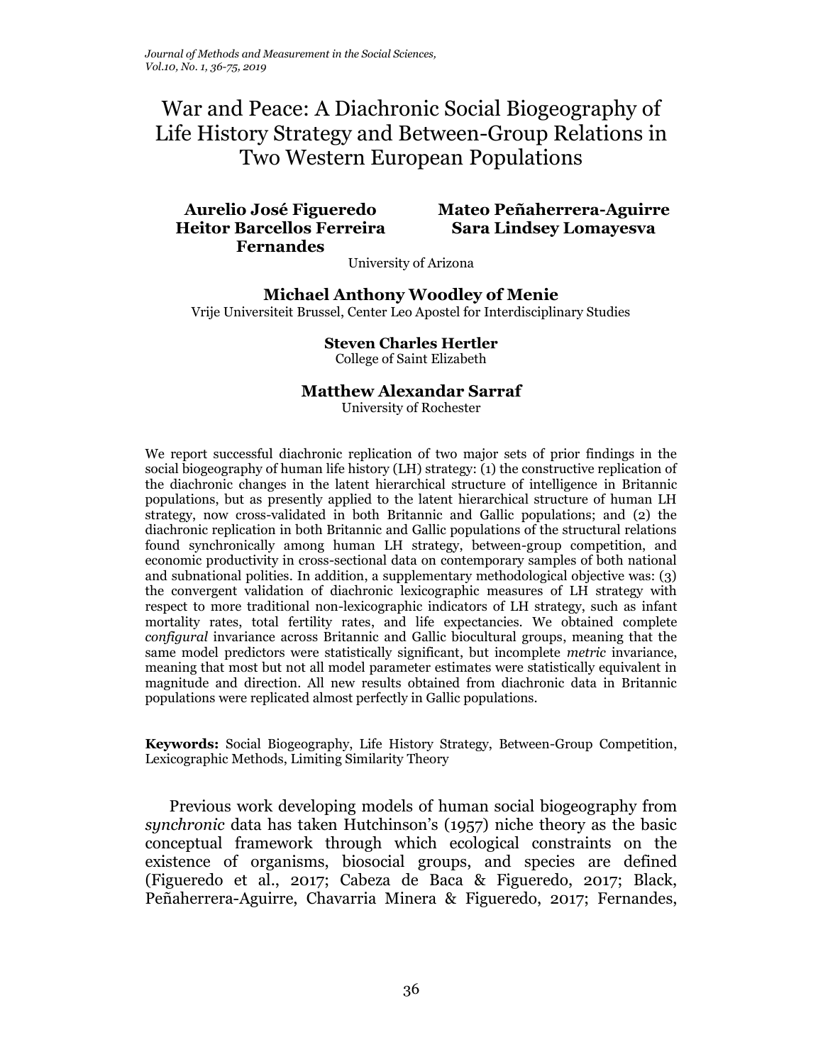# War and Peace: A Diachronic Social Biogeography of Life History Strategy and Between-Group Relations in Two Western European Populations

**Aurelio José Figueredo**
**Heitor Barcellos Ferreira Fernandes**
**Mateo Peñaherrera-Aguirre**
**Sara Lindsey Lomayesva**

University of Arizona

**Michael Anthony Woodley of Menie**

Vrije Universiteit Brussel, Center Leo Apostel for Interdisciplinary Studies

**Steven Charles Hertler**

College of Saint Elizabeth

**Matthew Alexandar Sarraf**

University of Rochester

We report successful diachronic replication of two major sets of prior findings in the social biogeography of human life history (LH) strategy: (1) the constructive replication of the diachronic changes in the latent hierarchical structure of intelligence in Britannic populations, but as presently applied to the latent hierarchical structure of human LH strategy, now cross-validated in both Britannic and Gallic populations; and (2) the diachronic replication in both Britannic and Gallic populations of the structural relations found synchronically among human LH strategy, between-group competition, and economic productivity in cross-sectional data on contemporary samples of both national and subnational polities. In addition, a supplementary methodological objective was: (3) the convergent validation of diachronic lexicographic measures of LH strategy with respect to more traditional non-lexicographic indicators of LH strategy, such as infant mortality rates, total fertility rates, and life expectancies. We obtained complete *configural* invariance across Britannic and Gallic biocultural groups, meaning that the same model predictors were statistically significant, but incomplete *metric* invariance, meaning that most but not all model parameter estimates were statistically equivalent in magnitude and direction. All new results obtained from diachronic data in Britannic populations were replicated almost perfectly in Gallic populations.

**Keywords:** Social Biogeography, Life History Strategy, Between-Group Competition, Lexicographic Methods, Limiting Similarity Theory

Previous work developing models of human social biogeography from *synchronic* data has taken Hutchinson's (1957) niche theory as the basic conceptual framework through which ecological constraints on the existence of organisms, biosocial groups, and species are defined (Figueredo et al., 2017; Cabeza de Baca & Figueredo, 2017; Black, Peñaherrera-Aguirre, Chavarria Minera & Figueredo, 2017; Fernandes,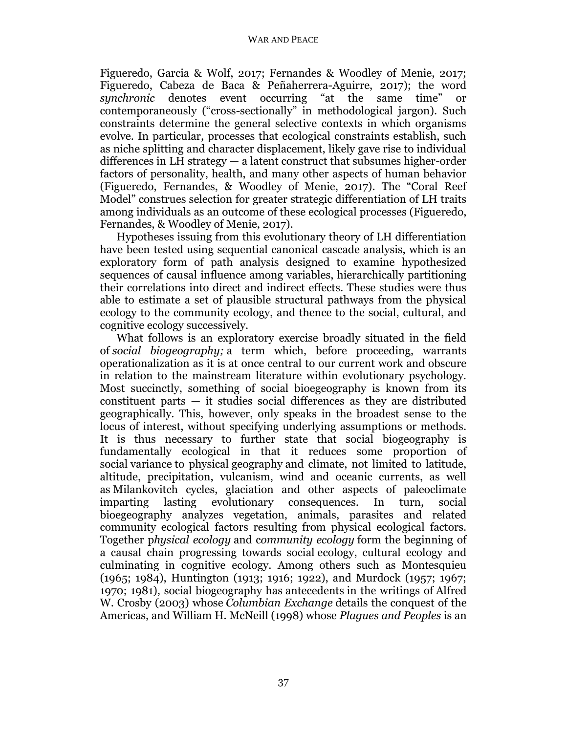Figueredo, Garcia & Wolf, 2017; Fernandes & Woodley of Menie, 2017; Figueredo, Cabeza de Baca & Peñaherrera-Aguirre, 2017); the word *synchronic* denotes event occurring "at the same time" or contemporaneously ("cross-sectionally" in methodological jargon). Such constraints determine the general selective contexts in which organisms evolve. In particular, processes that ecological constraints establish, such as niche splitting and character displacement, likely gave rise to individual differences in LH strategy — a latent construct that subsumes higher-order factors of personality, health, and many other aspects of human behavior (Figueredo, Fernandes, & Woodley of Menie, 2017). The "Coral Reef Model" construes selection for greater strategic differentiation of LH traits among individuals as an outcome of these ecological processes (Figueredo, Fernandes, & Woodley of Menie, 2017).

Hypotheses issuing from this evolutionary theory of LH differentiation have been tested using sequential canonical cascade analysis, which is an exploratory form of path analysis designed to examine hypothesized sequences of causal influence among variables, hierarchically partitioning their correlations into direct and indirect effects. These studies were thus able to estimate a set of plausible structural pathways from the physical ecology to the community ecology, and thence to the social, cultural, and cognitive ecology successively.

What follows is an exploratory exercise broadly situated in the field of *social biogeography;* a term which, before proceeding, warrants operationalization as it is at once central to our current work and obscure in relation to the mainstream literature within evolutionary psychology. Most succinctly, something of social bioegeography is known from its constituent parts — it studies social differences as they are distributed geographically. This, however, only speaks in the broadest sense to the locus of interest, without specifying underlying assumptions or methods. It is thus necessary to further state that social biogeography is fundamentally ecological in that it reduces some proportion of social variance to physical geography and climate, not limited to latitude, altitude, precipitation, vulcanism, wind and oceanic currents, as well as Milankovitch cycles, glaciation and other aspects of paleoclimate imparting lasting evolutionary consequences. In turn, social bioegeography analyzes vegetation, animals, parasites and related community ecological factors resulting from physical ecological factors. Together p*hysical ecology* and c*ommunity ecology* form the beginning of a causal chain progressing towards social ecology, cultural ecology and culminating in cognitive ecology. Among others such as Montesquieu (1965; 1984), Huntington (1913; 1916; 1922), and Murdock (1957; 1967; 1970; 1981), social biogeography has antecedents in the writings of Alfred W. Crosby (2003) whose *Columbian Exchange* details the conquest of the Americas, and William H. McNeill (1998) whose *Plagues and Peoples* is an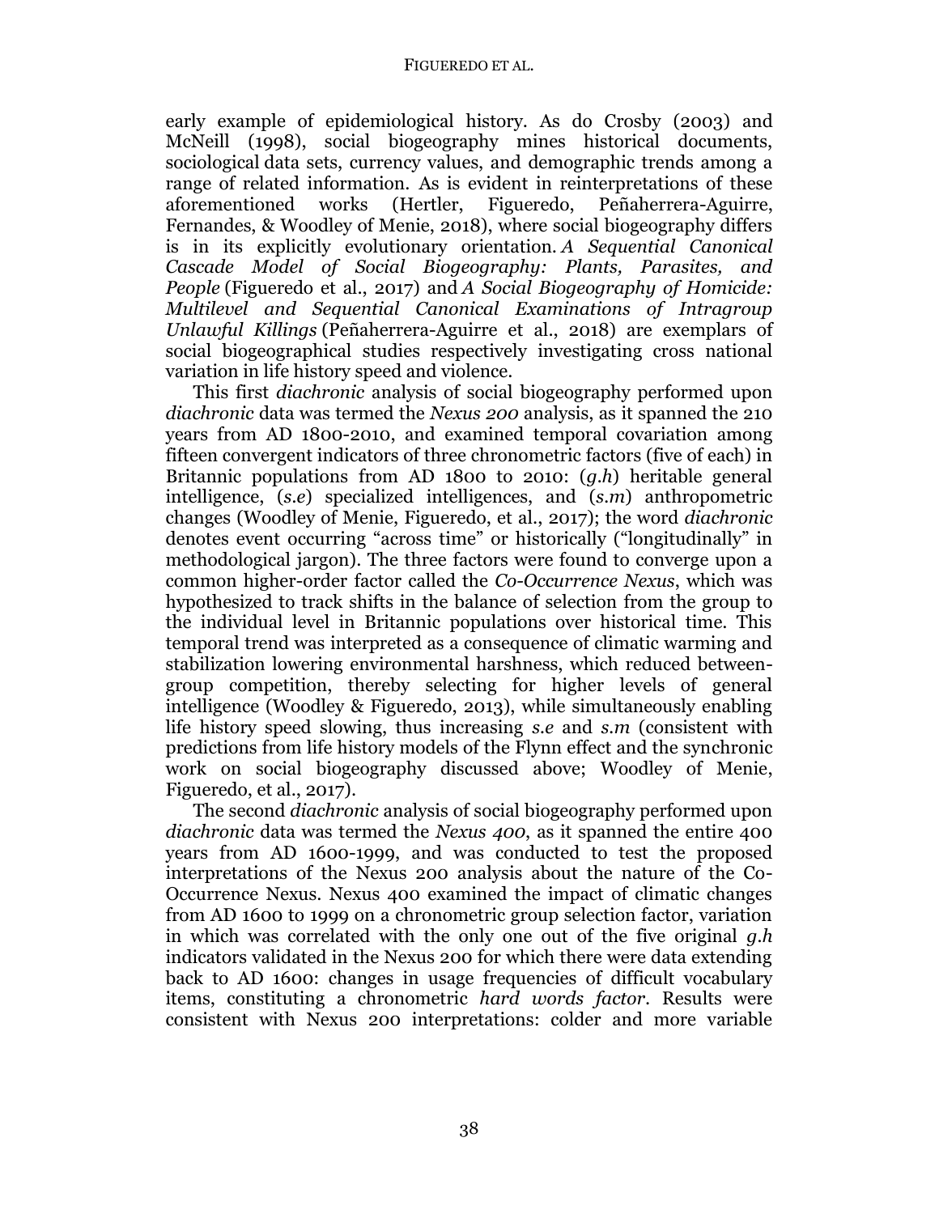early example of epidemiological history. As do Crosby (2003) and McNeill (1998), social biogeography mines historical documents, sociological data sets, currency values, and demographic trends among a range of related information. As is evident in reinterpretations of these aforementioned works (Hertler, Figueredo, Peñaherrera-Aguirre, Fernandes, & Woodley of Menie, 2018), where social biogeography differs is in its explicitly evolutionary orientation. *A Sequential Canonical Cascade Model of Social Biogeography: Plants, Parasites, and People* (Figueredo et al., 2017) and *A Social Biogeography of Homicide: Multilevel and Sequential Canonical Examinations of Intragroup Unlawful Killings* (Peñaherrera-Aguirre et al., 2018) are exemplars of social biogeographical studies respectively investigating cross national variation in life history speed and violence.

This first *diachronic* analysis of social biogeography performed upon *diachronic* data was termed the *Nexus 200* analysis, as it spanned the 210 years from AD 1800-2010, and examined temporal covariation among fifteen convergent indicators of three chronometric factors (five of each) in Britannic populations from AD 1800 to 2010: (*g.h*) heritable general intelligence, (*s.e*) specialized intelligences, and (*s.m*) anthropometric changes (Woodley of Menie, Figueredo, et al., 2017); the word *diachronic* denotes event occurring "across time" or historically ("longitudinally" in methodological jargon). The three factors were found to converge upon a common higher-order factor called the *Co-Occurrence Nexus*, which was hypothesized to track shifts in the balance of selection from the group to the individual level in Britannic populations over historical time. This temporal trend was interpreted as a consequence of climatic warming and stabilization lowering environmental harshness, which reduced between-group competition, thereby selecting for higher levels of general intelligence (Woodley & Figueredo, 2013), while simultaneously enabling life history speed slowing, thus increasing *s.e* and *s.m* (consistent with predictions from life history models of the Flynn effect and the synchronic work on social biogeography discussed above; Woodley of Menie, Figueredo, et al., 2017).

The second *diachronic* analysis of social biogeography performed upon *diachronic* data was termed the *Nexus 400*, as it spanned the entire 400 years from AD 1600-1999, and was conducted to test the proposed interpretations of the Nexus 200 analysis about the nature of the Co-Occurrence Nexus. Nexus 400 examined the impact of climatic changes from AD 1600 to 1999 on a chronometric group selection factor, variation in which was correlated with the only one out of the five original *g.h* indicators validated in the Nexus 200 for which there were data extending back to AD 1600: changes in usage frequencies of difficult vocabulary items, constituting a chronometric *hard words factor*. Results were consistent with Nexus 200 interpretations: colder and more variable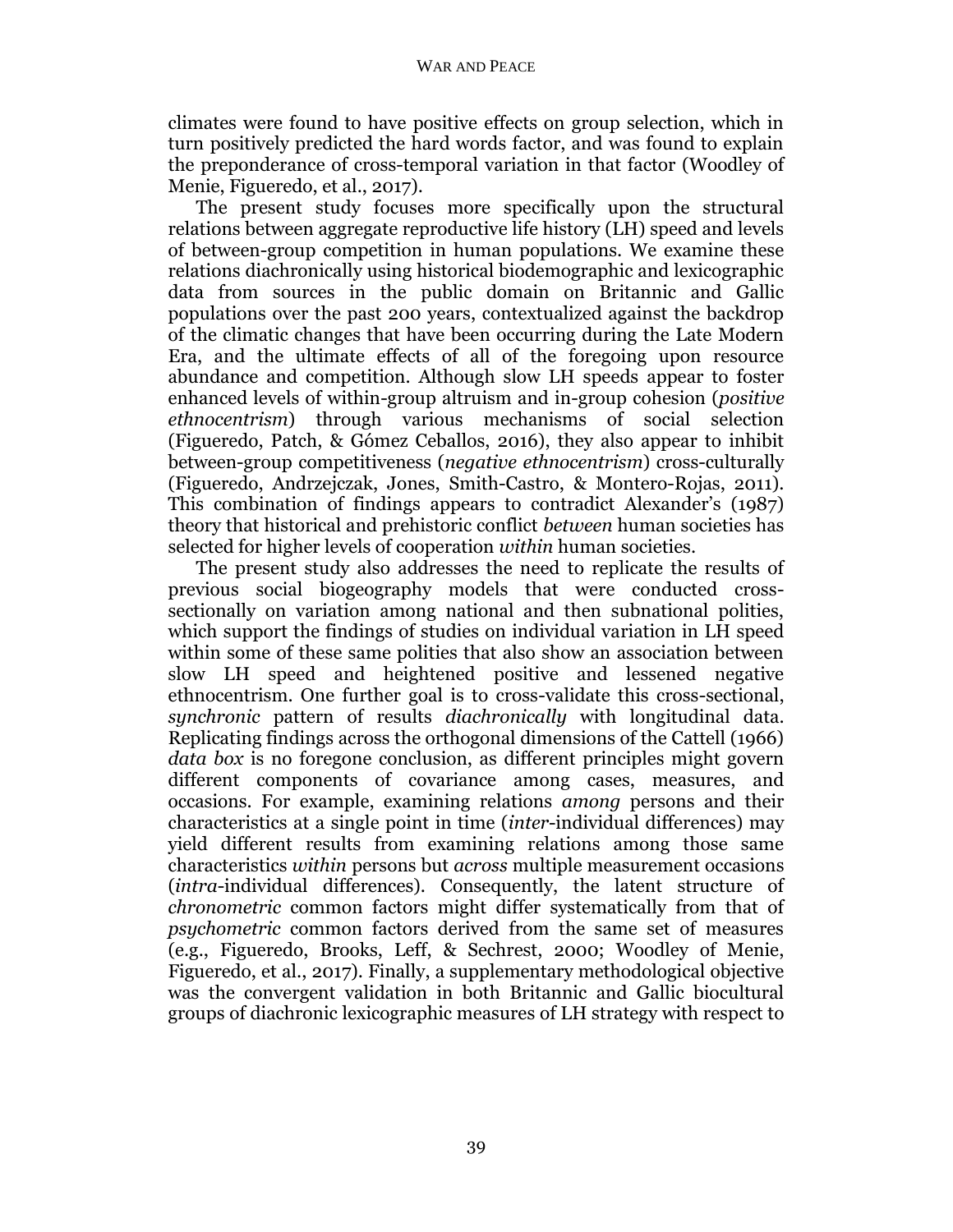climates were found to have positive effects on group selection, which in turn positively predicted the hard words factor, and was found to explain the preponderance of cross-temporal variation in that factor (Woodley of Menie, Figueredo, et al., 2017).

The present study focuses more specifically upon the structural relations between aggregate reproductive life history (LH) speed and levels of between-group competition in human populations. We examine these relations diachronically using historical biodemographic and lexicographic data from sources in the public domain on Britannic and Gallic populations over the past 200 years, contextualized against the backdrop of the climatic changes that have been occurring during the Late Modern Era, and the ultimate effects of all of the foregoing upon resource abundance and competition. Although slow LH speeds appear to foster enhanced levels of within-group altruism and in-group cohesion (*positive ethnocentrism*) through various mechanisms of social selection (Figueredo, Patch, & Gómez Ceballos, 2016), they also appear to inhibit between-group competitiveness (*negative ethnocentrism*) cross-culturally (Figueredo, Andrzejczak, Jones, Smith-Castro, & Montero-Rojas, 2011). This combination of findings appears to contradict Alexander's (1987) theory that historical and prehistoric conflict *between* human societies has selected for higher levels of cooperation *within* human societies.

The present study also addresses the need to replicate the results of previous social biogeography models that were conducted cross-sectionally on variation among national and then subnational polities, which support the findings of studies on individual variation in LH speed within some of these same polities that also show an association between slow LH speed and heightened positive and lessened negative ethnocentrism. One further goal is to cross-validate this cross-sectional, *synchronic* pattern of results *diachronically* with longitudinal data. Replicating findings across the orthogonal dimensions of the Cattell (1966) *data box* is no foregone conclusion, as different principles might govern different components of covariance among cases, measures, and occasions. For example, examining relations *among* persons and their characteristics at a single point in time (*inter*-individual differences) may yield different results from examining relations among those same characteristics *within* persons but *across* multiple measurement occasions (*intra*-individual differences). Consequently, the latent structure of *chronometric* common factors might differ systematically from that of *psychometric* common factors derived from the same set of measures (e.g., Figueredo, Brooks, Leff, & Sechrest, 2000; Woodley of Menie, Figueredo, et al., 2017). Finally, a supplementary methodological objective was the convergent validation in both Britannic and Gallic biocultural groups of diachronic lexicographic measures of LH strategy with respect to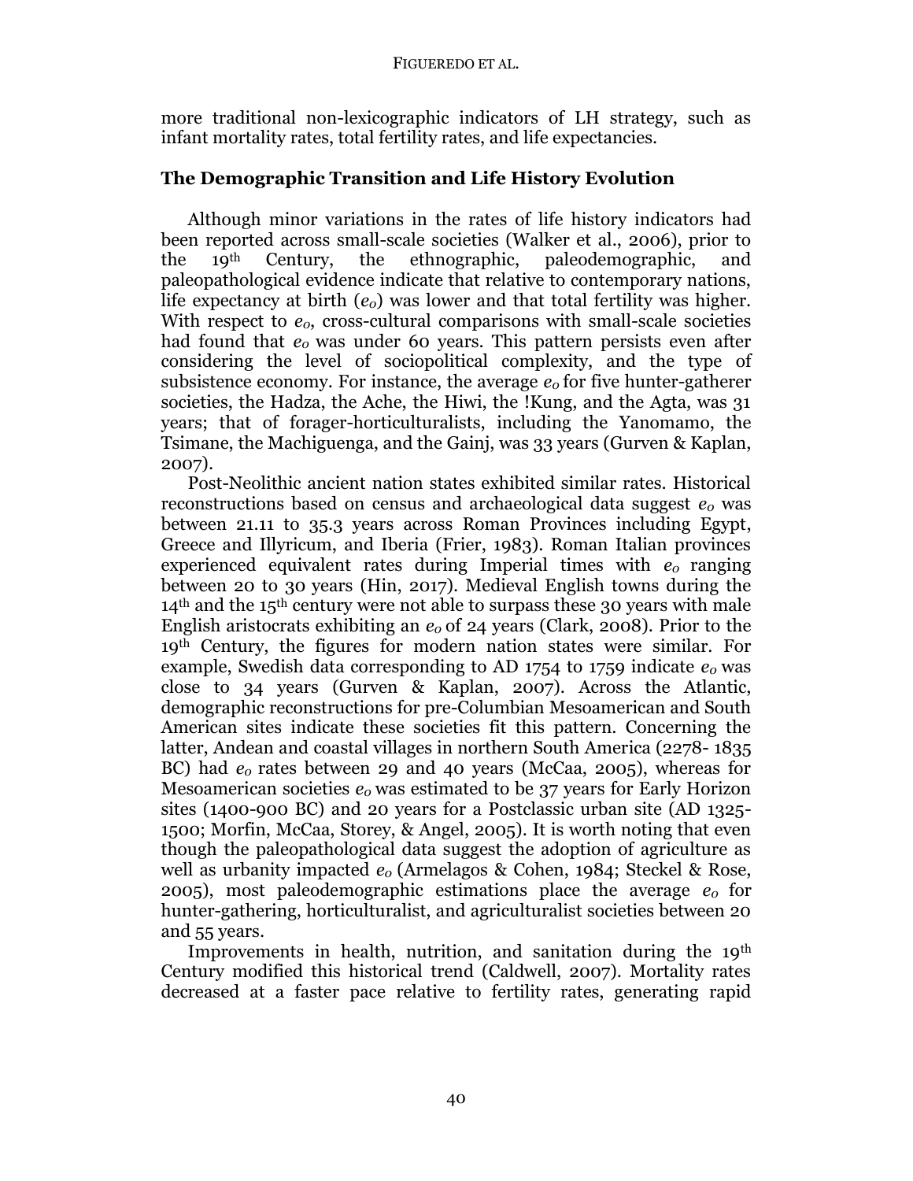more traditional non-lexicographic indicators of LH strategy, such as infant mortality rates, total fertility rates, and life expectancies.

## The Demographic Transition and Life History Evolution

Although minor variations in the rates of life history indicators had been reported across small-scale societies (Walker et al., 2006), prior to the 19th Century, the ethnographic, paleodemographic, and paleopathological evidence indicate that relative to contemporary nations, life expectancy at birth ($e_o$) was lower and that total fertility was higher. With respect to $e_o$, cross-cultural comparisons with small-scale societies had found that $e_o$ was under 60 years. This pattern persists even after considering the level of sociopolitical complexity, and the type of subsistence economy. For instance, the average $e_o$ for five hunter-gatherer societies, the Hadza, the Ache, the Hiwi, the !Kung, and the Agta, was 31 years; that of forager-horticulturalists, including the Yanomamo, the Tsimane, the Machiguenga, and the Gainj, was 33 years (Gurven & Kaplan, 2007).

Post-Neolithic ancient nation states exhibited similar rates. Historical reconstructions based on census and archaeological data suggest $e_o$ was between 21.11 to 35.3 years across Roman Provinces including Egypt, Greece and Illyricum, and Iberia (Frier, 1983). Roman Italian provinces experienced equivalent rates during Imperial times with $e_o$ ranging between 20 to 30 years (Hin, 2017). Medieval English towns during the 14th and the 15th century were not able to surpass these 30 years with male English aristocrats exhibiting an $e_o$ of 24 years (Clark, 2008). Prior to the 19th Century, the figures for modern nation states were similar. For example, Swedish data corresponding to AD 1754 to 1759 indicate $e_o$ was close to 34 years (Gurven & Kaplan, 2007). Across the Atlantic, demographic reconstructions for pre-Columbian Mesoamerican and South American sites indicate these societies fit this pattern. Concerning the latter, Andean and coastal villages in northern South America (2278- 1835 BC) had $e_o$ rates between 29 and 40 years (McCaa, 2005), whereas for Mesoamerican societies $e_o$ was estimated to be 37 years for Early Horizon sites (1400-900 BC) and 20 years for a Postclassic urban site (AD 1325-1500; Morfin, McCaa, Storey, & Angel, 2005). It is worth noting that even though the paleopathological data suggest the adoption of agriculture as well as urbanity impacted $e_o$ (Armelagos & Cohen, 1984; Steckel & Rose, 2005), most paleodemographic estimations place the average $e_o$ for hunter-gathering, horticulturalist, and agriculturalist societies between 20 and 55 years.

Improvements in health, nutrition, and sanitation during the 19th Century modified this historical trend (Caldwell, 2007). Mortality rates decreased at a faster pace relative to fertility rates, generating rapid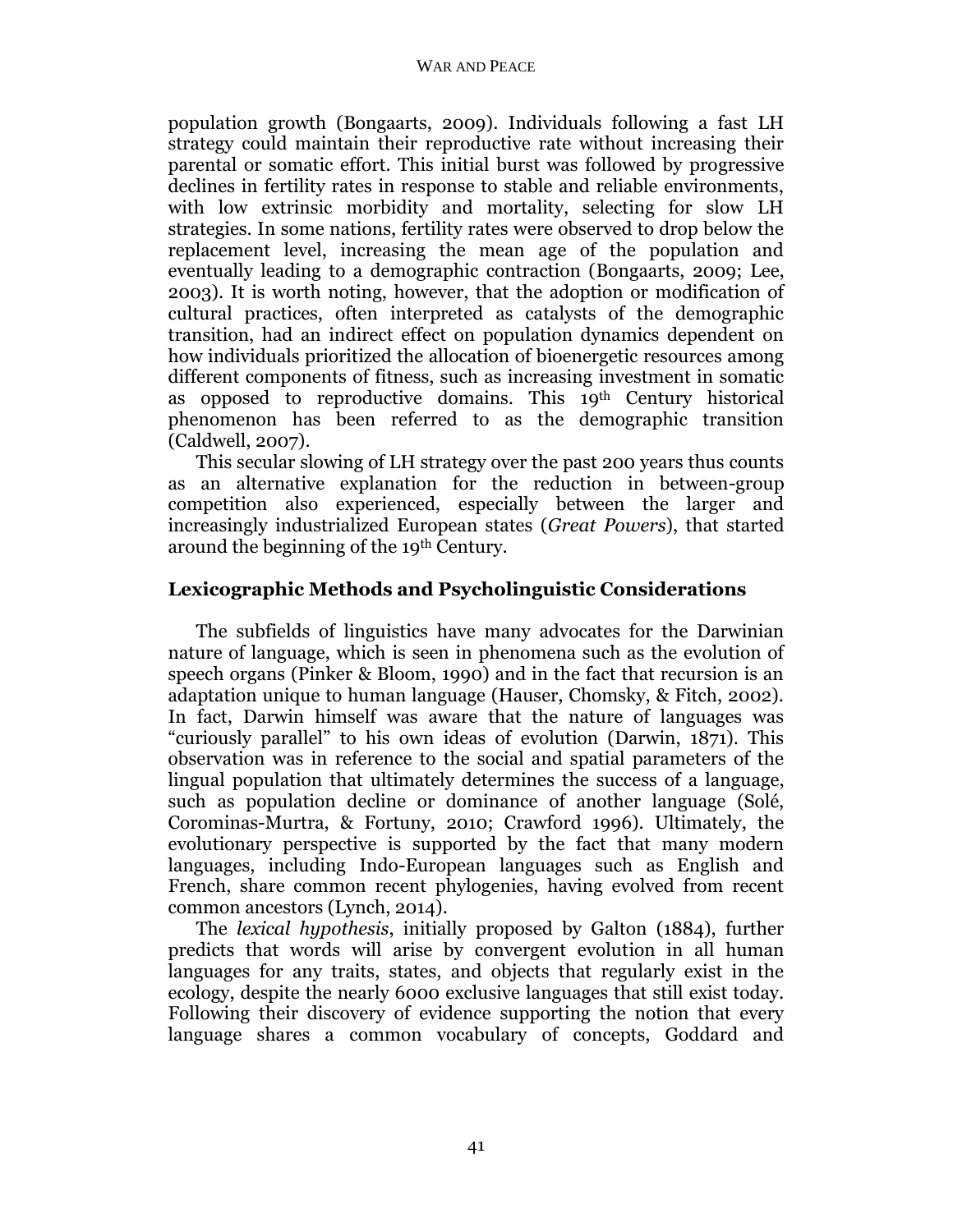population growth (Bongaarts, 2009). Individuals following a fast LH strategy could maintain their reproductive rate without increasing their parental or somatic effort. This initial burst was followed by progressive declines in fertility rates in response to stable and reliable environments, with low extrinsic morbidity and mortality, selecting for slow LH strategies. In some nations, fertility rates were observed to drop below the replacement level, increasing the mean age of the population and eventually leading to a demographic contraction (Bongaarts, 2009; Lee, 2003). It is worth noting, however, that the adoption or modification of cultural practices, often interpreted as catalysts of the demographic transition, had an indirect effect on population dynamics dependent on how individuals prioritized the allocation of bioenergetic resources among different components of fitness, such as increasing investment in somatic as opposed to reproductive domains. This 19th Century historical phenomenon has been referred to as the demographic transition (Caldwell, 2007).

This secular slowing of LH strategy over the past 200 years thus counts as an alternative explanation for the reduction in between-group competition also experienced, especially between the larger and increasingly industrialized European states (*Great Powers*), that started around the beginning of the 19th Century.

## Lexicographic Methods and Psycholinguistic Considerations

The subfields of linguistics have many advocates for the Darwinian nature of language, which is seen in phenomena such as the evolution of speech organs (Pinker & Bloom, 1990) and in the fact that recursion is an adaptation unique to human language (Hauser, Chomsky, & Fitch, 2002). In fact, Darwin himself was aware that the nature of languages was "curiously parallel" to his own ideas of evolution (Darwin, 1871). This observation was in reference to the social and spatial parameters of the lingual population that ultimately determines the success of a language, such as population decline or dominance of another language (Solé, Corominas-Murtra, & Fortuny, 2010; Crawford 1996). Ultimately, the evolutionary perspective is supported by the fact that many modern languages, including Indo-European languages such as English and French, share common recent phylogenies, having evolved from recent common ancestors (Lynch, 2014).

The *lexical hypothesis*, initially proposed by Galton (1884), further predicts that words will arise by convergent evolution in all human languages for any traits, states, and objects that regularly exist in the ecology, despite the nearly 6000 exclusive languages that still exist today. Following their discovery of evidence supporting the notion that every language shares a common vocabulary of concepts, Goddard and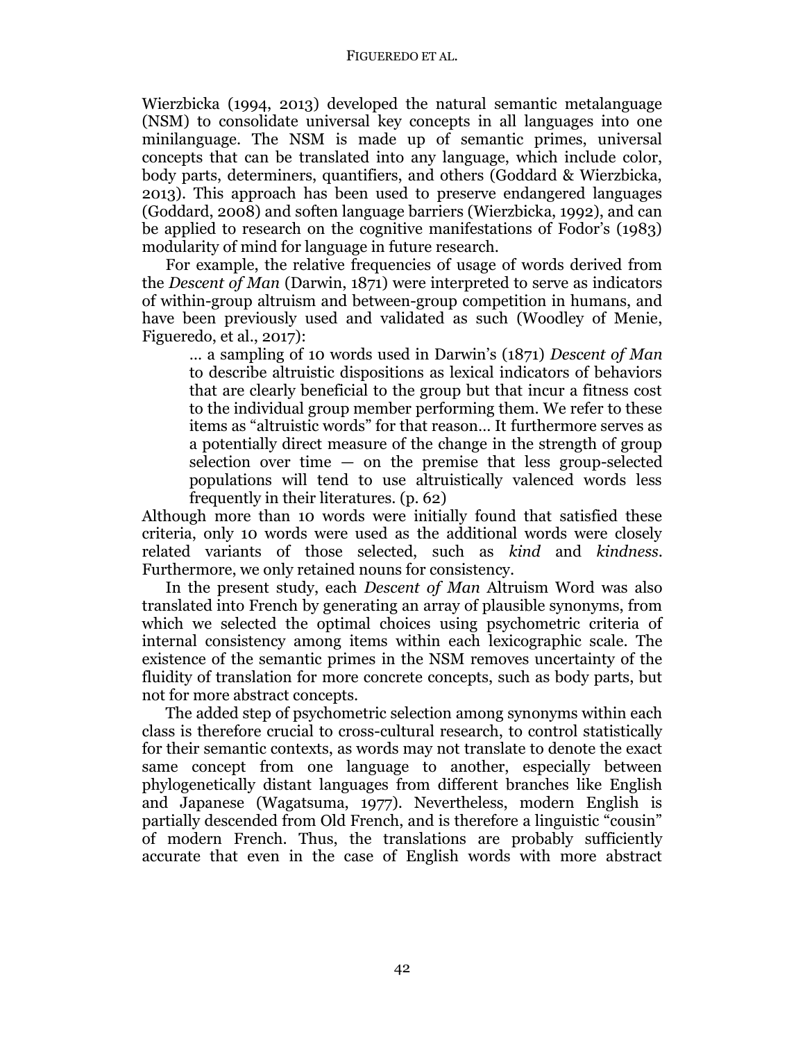Wierzbicka (1994, 2013) developed the natural semantic metalanguage (NSM) to consolidate universal key concepts in all languages into one minilanguage. The NSM is made up of semantic primes, universal concepts that can be translated into any language, which include color, body parts, determiners, quantifiers, and others (Goddard & Wierzbicka, 2013). This approach has been used to preserve endangered languages (Goddard, 2008) and soften language barriers (Wierzbicka, 1992), and can be applied to research on the cognitive manifestations of Fodor's (1983) modularity of mind for language in future research.

For example, the relative frequencies of usage of words derived from the *Descent of Man* (Darwin, 1871) were interpreted to serve as indicators of within-group altruism and between-group competition in humans, and have been previously used and validated as such (Woodley of Menie, Figueredo, et al., 2017):

> … a sampling of 10 words used in Darwin's (1871) *Descent of Man* to describe altruistic dispositions as lexical indicators of behaviors that are clearly beneficial to the group but that incur a fitness cost to the individual group member performing them. We refer to these items as "altruistic words" for that reason… It furthermore serves as a potentially direct measure of the change in the strength of group selection over time — on the premise that less group-selected populations will tend to use altruistically valenced words less frequently in their literatures. (p. 62)

Although more than 10 words were initially found that satisfied these criteria, only 10 words were used as the additional words were closely related variants of those selected, such as *kind* and *kindness*. Furthermore, we only retained nouns for consistency.

In the present study, each *Descent of Man* Altruism Word was also translated into French by generating an array of plausible synonyms, from which we selected the optimal choices using psychometric criteria of internal consistency among items within each lexicographic scale. The existence of the semantic primes in the NSM removes uncertainty of the fluidity of translation for more concrete concepts, such as body parts, but not for more abstract concepts.

The added step of psychometric selection among synonyms within each class is therefore crucial to cross-cultural research, to control statistically for their semantic contexts, as words may not translate to denote the exact same concept from one language to another, especially between phylogenetically distant languages from different branches like English and Japanese (Wagatsuma, 1977). Nevertheless, modern English is partially descended from Old French, and is therefore a linguistic "cousin" of modern French. Thus, the translations are probably sufficiently accurate that even in the case of English words with more abstract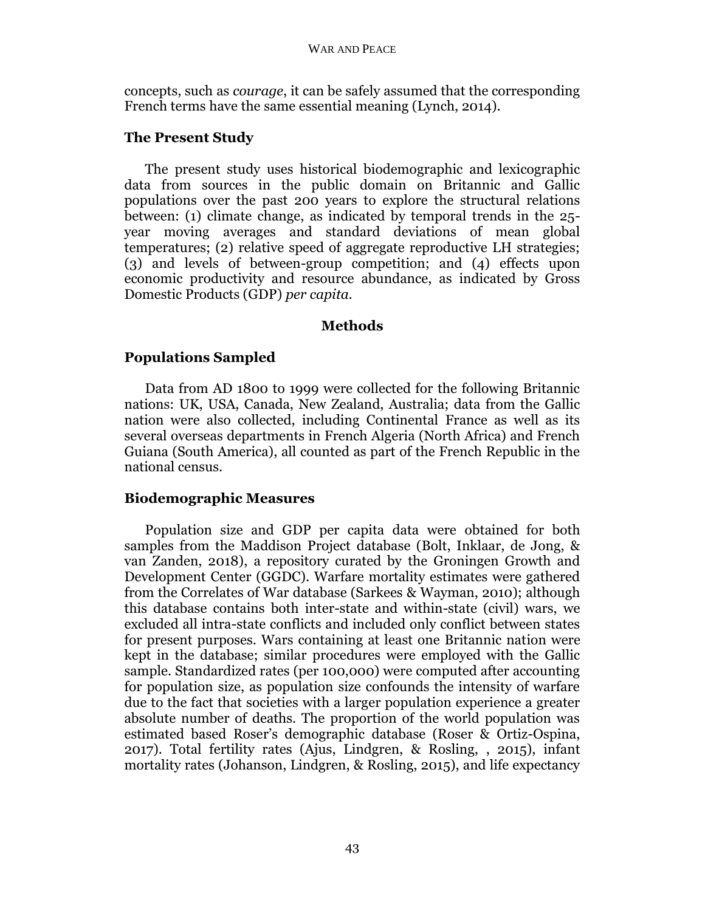concepts, such as *courage*, it can be safely assumed that the corresponding French terms have the same essential meaning (Lynch, 2014).

## The Present Study

The present study uses historical biodemographic and lexicographic data from sources in the public domain on Britannic and Gallic populations over the past 200 years to explore the structural relations between: (1) climate change, as indicated by temporal trends in the 25-year moving averages and standard deviations of mean global temperatures; (2) relative speed of aggregate reproductive LH strategies; (3) and levels of between-group competition; and (4) effects upon economic productivity and resource abundance, as indicated by Gross Domestic Products (GDP) *per capita*.

# Methods

## Populations Sampled

Data from AD 1800 to 1999 were collected for the following Britannic nations: UK, USA, Canada, New Zealand, Australia; data from the Gallic nation were also collected, including Continental France as well as its several overseas departments in French Algeria (North Africa) and French Guiana (South America), all counted as part of the French Republic in the national census.

## Biodemographic Measures

Population size and GDP per capita data were obtained for both samples from the Maddison Project database (Bolt, Inklaar, de Jong, & van Zanden, 2018), a repository curated by the Groningen Growth and Development Center (GGDC). Warfare mortality estimates were gathered from the Correlates of War database (Sarkees & Wayman, 2010); although this database contains both inter-state and within-state (civil) wars, we excluded all intra-state conflicts and included only conflict between states for present purposes. Wars containing at least one Britannic nation were kept in the database; similar procedures were employed with the Gallic sample. Standardized rates (per 100,000) were computed after accounting for population size, as population size confounds the intensity of warfare due to the fact that societies with a larger population experience a greater absolute number of deaths. The proportion of the world population was estimated based Roser's demographic database (Roser & Ortiz-Ospina, 2017). Total fertility rates (Ajus, Lindgren, & Rosling, , 2015), infant mortality rates (Johanson, Lindgren, & Rosling, 2015), and life expectancy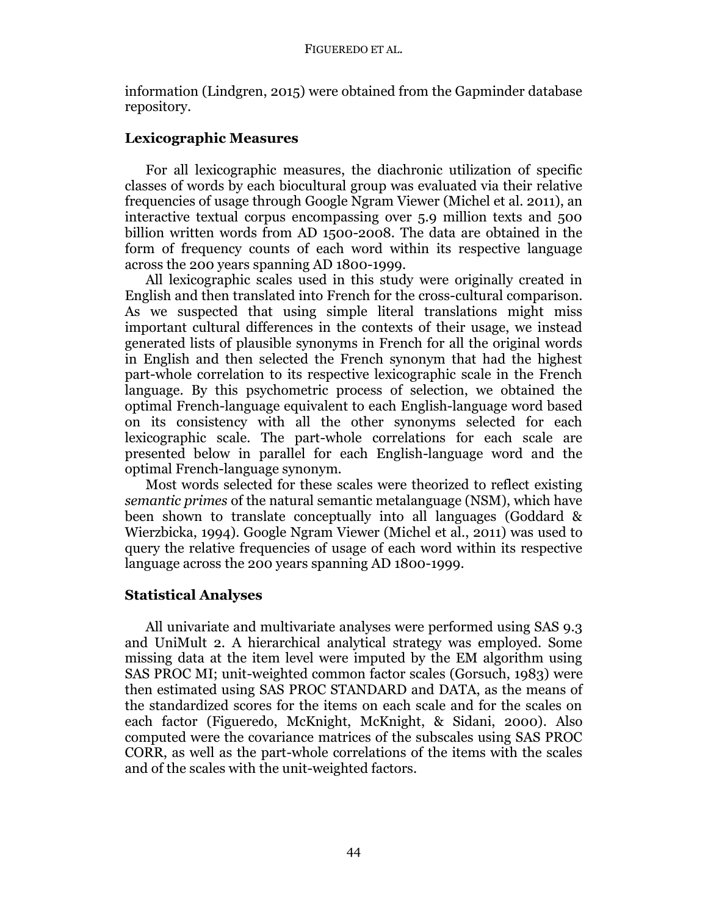information (Lindgren, 2015) were obtained from the Gapminder database repository.

## Lexicographic Measures

For all lexicographic measures, the diachronic utilization of specific classes of words by each biocultural group was evaluated via their relative frequencies of usage through Google Ngram Viewer (Michel et al. 2011), an interactive textual corpus encompassing over 5.9 million texts and 500 billion written words from AD 1500-2008. The data are obtained in the form of frequency counts of each word within its respective language across the 200 years spanning AD 1800-1999.

All lexicographic scales used in this study were originally created in English and then translated into French for the cross-cultural comparison. As we suspected that using simple literal translations might miss important cultural differences in the contexts of their usage, we instead generated lists of plausible synonyms in French for all the original words in English and then selected the French synonym that had the highest part-whole correlation to its respective lexicographic scale in the French language. By this psychometric process of selection, we obtained the optimal French-language equivalent to each English-language word based on its consistency with all the other synonyms selected for each lexicographic scale. The part-whole correlations for each scale are presented below in parallel for each English-language word and the optimal French-language synonym.

Most words selected for these scales were theorized to reflect existing *semantic primes* of the natural semantic metalanguage (NSM), which have been shown to translate conceptually into all languages (Goddard & Wierzbicka, 1994). Google Ngram Viewer (Michel et al., 2011) was used to query the relative frequencies of usage of each word within its respective language across the 200 years spanning AD 1800-1999.

## Statistical Analyses

All univariate and multivariate analyses were performed using SAS 9.3 and UniMult 2. A hierarchical analytical strategy was employed. Some missing data at the item level were imputed by the EM algorithm using SAS PROC MI; unit-weighted common factor scales (Gorsuch, 1983) were then estimated using SAS PROC STANDARD and DATA, as the means of the standardized scores for the items on each scale and for the scales on each factor (Figueredo, McKnight, McKnight, & Sidani, 2000). Also computed were the covariance matrices of the subscales using SAS PROC CORR, as well as the part-whole correlations of the items with the scales and of the scales with the unit-weighted factors.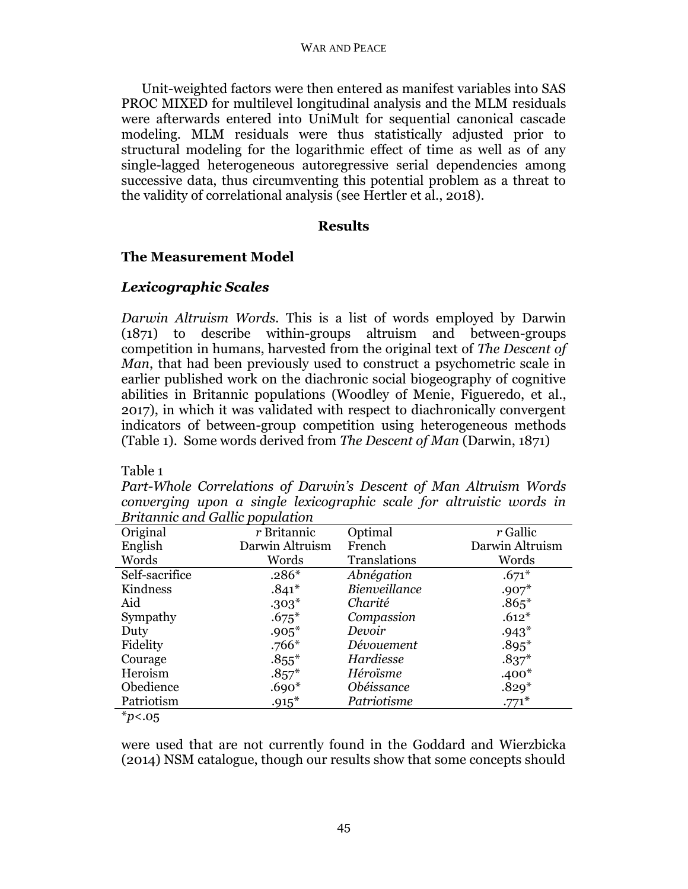Unit-weighted factors were then entered as manifest variables into SAS PROC MIXED for multilevel longitudinal analysis and the MLM residuals were afterwards entered into UniMult for sequential canonical cascade modeling. MLM residuals were thus statistically adjusted prior to structural modeling for the logarithmic effect of time as well as of any single-lagged heterogeneous autoregressive serial dependencies among successive data, thus circumventing this potential problem as a threat to the validity of correlational analysis (see Hertler et al., 2018).

## Results

### The Measurement Model

#### *Lexicographic Scales*

*Darwin Altruism Words.* This is a list of words employed by Darwin (1871) to describe within-groups altruism and between-groups competition in humans, harvested from the original text of *The Descent of Man*, that had been previously used to construct a psychometric scale in earlier published work on the diachronic social biogeography of cognitive abilities in Britannic populations (Woodley of Menie, Figueredo, et al., 2017), in which it was validated with respect to diachronically convergent indicators of between-group competition using heterogeneous methods (Table 1). Some words derived from *The Descent of Man* (Darwin, 1871)

Table 1

*Part-Whole Correlations of Darwin's Descent of Man Altruism Words converging upon a single lexicographic scale for altruistic words in Britannic and Gallic population*

| Original English Words | *r* Britannic Darwin Altruism Words | Optimal French Translations | *r* Gallic Darwin Altruism Words |
|---|---|---|---|
| Self-sacrifice | .286* | *Abnégation* | .671* |
| Kindness | .841* | *Bienveillance* | .907* |
| Aid | .303* | *Charité* | .865* |
| Sympathy | .675* | *Compassion* | .612* |
| Duty | .905* | *Devoir* | .943* |
| Fidelity | .766* | *Dévouement* | .895* |
| Courage | .855* | *Hardiesse* | .837* |
| Heroism | .857* | *Héroïsme* | .400* |
| Obedience | .690* | *Obéissance* | .829* |
| Patriotism | .915* | *Patriotisme* | .771* |

*$p<.05$

were used that are not currently found in the Goddard and Wierzbicka (2014) NSM catalogue, though our results show that some concepts should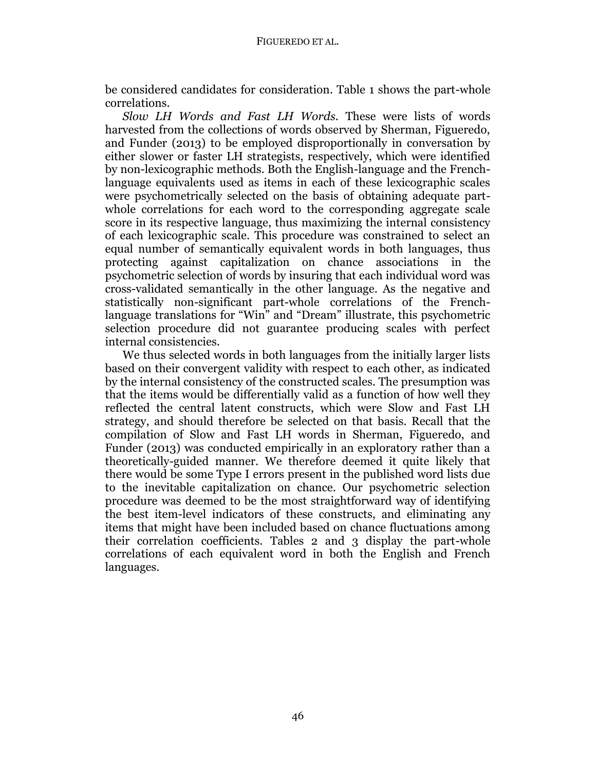be considered candidates for consideration. Table 1 shows the part-whole correlations.

*Slow LH Words and Fast LH Words*. These were lists of words harvested from the collections of words observed by Sherman, Figueredo, and Funder (2013) to be employed disproportionally in conversation by either slower or faster LH strategists, respectively, which were identified by non-lexicographic methods. Both the English-language and the French-language equivalents used as items in each of these lexicographic scales were psychometrically selected on the basis of obtaining adequate part-whole correlations for each word to the corresponding aggregate scale score in its respective language, thus maximizing the internal consistency of each lexicographic scale. This procedure was constrained to select an equal number of semantically equivalent words in both languages, thus protecting against capitalization on chance associations in the psychometric selection of words by insuring that each individual word was cross-validated semantically in the other language. As the negative and statistically non-significant part-whole correlations of the French-language translations for "Win" and "Dream" illustrate, this psychometric selection procedure did not guarantee producing scales with perfect internal consistencies.

We thus selected words in both languages from the initially larger lists based on their convergent validity with respect to each other, as indicated by the internal consistency of the constructed scales. The presumption was that the items would be differentially valid as a function of how well they reflected the central latent constructs, which were Slow and Fast LH strategy, and should therefore be selected on that basis. Recall that the compilation of Slow and Fast LH words in Sherman, Figueredo, and Funder (2013) was conducted empirically in an exploratory rather than a theoretically-guided manner. We therefore deemed it quite likely that there would be some Type I errors present in the published word lists due to the inevitable capitalization on chance. Our psychometric selection procedure was deemed to be the most straightforward way of identifying the best item-level indicators of these constructs, and eliminating any items that might have been included based on chance fluctuations among their correlation coefficients. Tables 2 and 3 display the part-whole correlations of each equivalent word in both the English and French languages.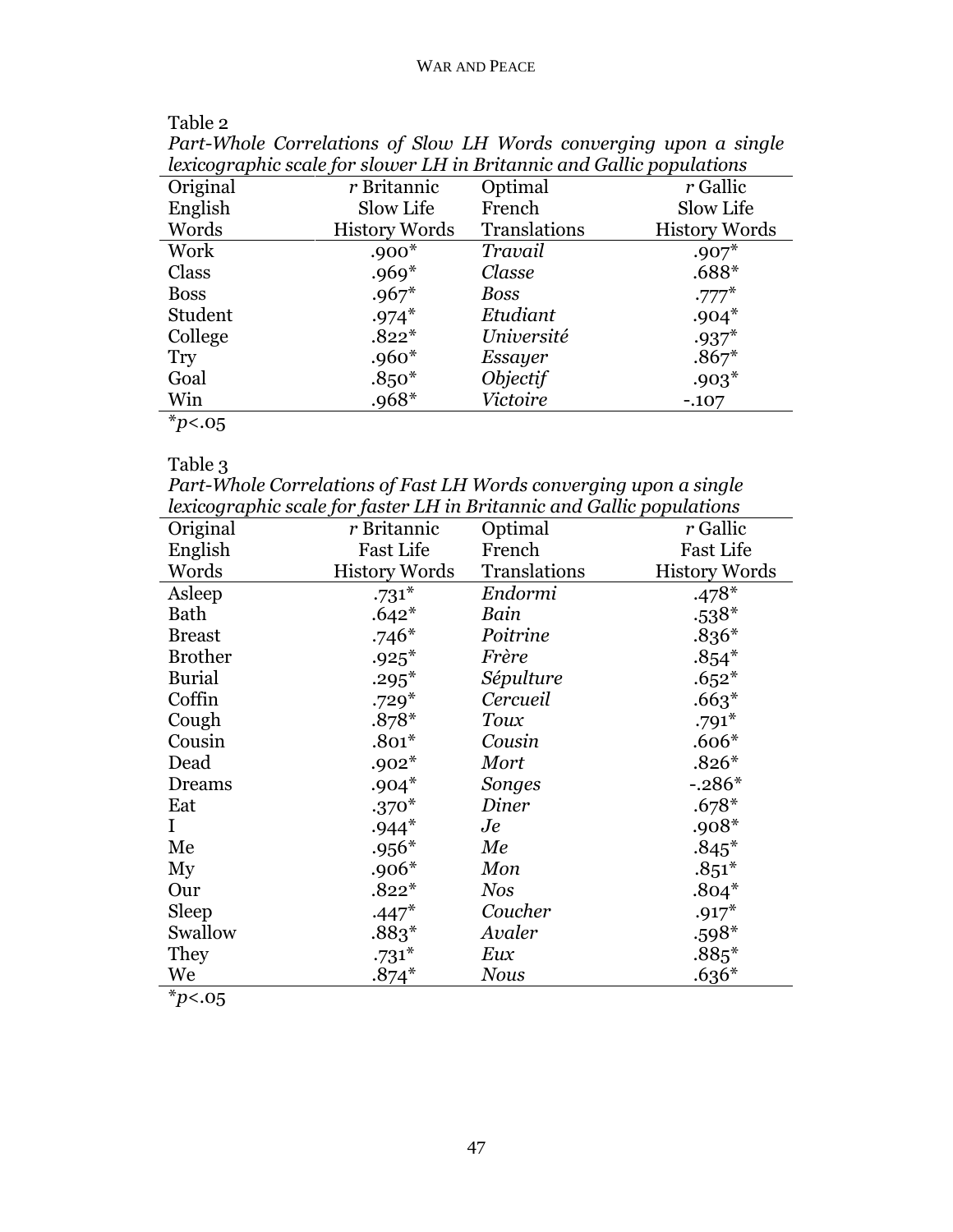Table 2

*Part-Whole Correlations of Slow LH Words converging upon a single lexicographic scale for slower LH in Britannic and Gallic populations*

| Original English Words | *r* Britannic Slow Life History Words | Optimal French Translations | *r* Gallic Slow Life History Words |
|---|---|---|---|
| Work | .900* | *Travail* | .907* |
| Class | .969* | *Classe* | .688* |
| Boss | .967* | *Boss* | .777* |
| Student | .974* | *Etudiant* | .904* |
| College | .822* | *Université* | .937* |
| Try | .960* | *Essayer* | .867* |
| Goal | .850* | *Objectif* | .903* |
| Win | .968* | *Victoire* | -.107 |

*$p<.05$

Table 3

*Part-Whole Correlations of Fast LH Words converging upon a single lexicographic scale for faster LH in Britannic and Gallic populations*

| Original English Words | *r* Britannic Fast Life History Words | Optimal French Translations | *r* Gallic Fast Life History Words |
|---|---|---|---|
| Asleep | .731* | *Endormi* | .478* |
| Bath | .642* | *Bain* | .538* |
| Breast | .746* | *Poitrine* | .836* |
| Brother | .925* | *Frère* | .854* |
| Burial | .295* | *Sépulture* | .652* |
| Coffin | .729* | *Cercueil* | .663* |
| Cough | .878* | *Toux* | .791* |
| Cousin | .801* | *Cousin* | .606* |
| Dead | .902* | *Mort* | .826* |
| Dreams | .904* | *Songes* | -.286* |
| Eat | .370* | *Diner* | .678* |
| I | .944* | *Je* | .908* |
| Me | .956* | *Me* | .845* |
| My | .906* | *Mon* | .851* |
| Our | .822* | *Nos* | .804* |
| Sleep | .447* | *Coucher* | .917* |
| Swallow | .883* | *Avaler* | .598* |
| They | .731* | *Eux* | .885* |
| We | .874* | *Nous* | .636* |

*$p<.05$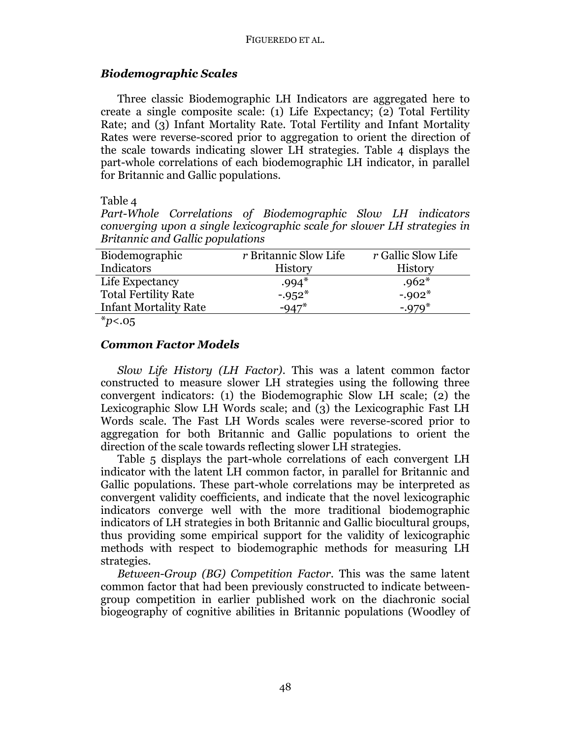### *Biodemographic Scales*

Three classic Biodemographic LH Indicators are aggregated here to create a single composite scale: (1) Life Expectancy; (2) Total Fertility Rate; and (3) Infant Mortality Rate. Total Fertility and Infant Mortality Rates were reverse-scored prior to aggregation to orient the direction of the scale towards indicating slower LH strategies. Table 4 displays the part-whole correlations of each biodemographic LH indicator, in parallel for Britannic and Gallic populations.

Table 4
*Part-Whole Correlations of Biodemographic Slow LH indicators converging upon a single lexicographic scale for slower LH strategies in Britannic and Gallic populations*

| Biodemographic Indicators | *r* Britannic Slow Life History | *r* Gallic Slow Life History |
|---|---|---|
| Life Expectancy | .994* | .962* |
| Total Fertility Rate | -.952* | -.902* |
| Infant Mortality Rate | -947* | -.979* |

*$p<.05$

### *Common Factor Models*

*Slow Life History (LH Factor)*. This was a latent common factor constructed to measure slower LH strategies using the following three convergent indicators: (1) the Biodemographic Slow LH scale; (2) the Lexicographic Slow LH Words scale; and (3) the Lexicographic Fast LH Words scale. The Fast LH Words scales were reverse-scored prior to aggregation for both Britannic and Gallic populations to orient the direction of the scale towards reflecting slower LH strategies.

Table 5 displays the part-whole correlations of each convergent LH indicator with the latent LH common factor, in parallel for Britannic and Gallic populations. These part-whole correlations may be interpreted as convergent validity coefficients, and indicate that the novel lexicographic indicators converge well with the more traditional biodemographic indicators of LH strategies in both Britannic and Gallic biocultural groups, thus providing some empirical support for the validity of lexicographic methods with respect to biodemographic methods for measuring LH strategies.

*Between-Group (BG) Competition Factor*. This was the same latent common factor that had been previously constructed to indicate between-group competition in earlier published work on the diachronic social biogeography of cognitive abilities in Britannic populations (Woodley of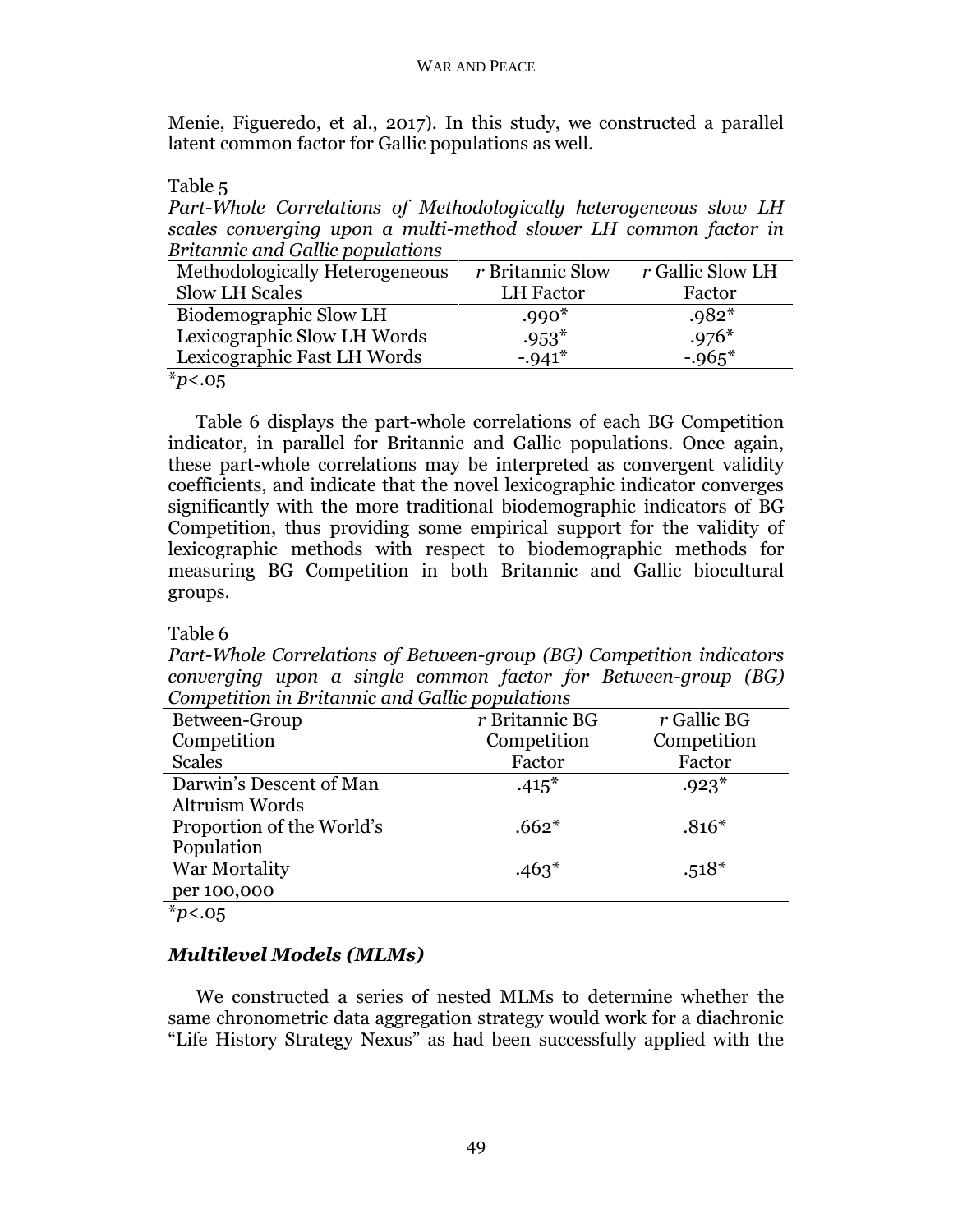Menie, Figueredo, et al., 2017). In this study, we constructed a parallel latent common factor for Gallic populations as well.

Table 5

*Part-Whole Correlations of Methodologically heterogeneous slow LH scales converging upon a multi-method slower LH common factor in Britannic and Gallic populations*

| Methodologically Heterogeneous Slow LH Scales | *r* Britannic Slow LH Factor | *r* Gallic Slow LH Factor |
|---|---|---|
| Biodemographic Slow LH | .990* | .982* |
| Lexicographic Slow LH Words | .953* | .976* |
| Lexicographic Fast LH Words | -.941* | -.965* |

*$p$<.05

Table 6 displays the part-whole correlations of each BG Competition indicator, in parallel for Britannic and Gallic populations. Once again, these part-whole correlations may be interpreted as convergent validity coefficients, and indicate that the novel lexicographic indicator converges significantly with the more traditional biodemographic indicators of BG Competition, thus providing some empirical support for the validity of lexicographic methods with respect to biodemographic methods for measuring BG Competition in both Britannic and Gallic biocultural groups.

Table 6

*Part-Whole Correlations of Between-group (BG) Competition indicators converging upon a single common factor for Between-group (BG) Competition in Britannic and Gallic populations*

| Between-Group Competition Scales | *r* Britannic BG Competition Factor | *r* Gallic BG Competition Factor |
|---|---|---|
| Darwin's Descent of Man Altruism Words | .415* | .923* |
| Proportion of the World's Population | .662* | .816* |
| War Mortality per 100,000 | .463* | .518* |

*$p$<.05

### *Multilevel Models (MLMs)*

We constructed a series of nested MLMs to determine whether the same chronometric data aggregation strategy would work for a diachronic "Life History Strategy Nexus" as had been successfully applied with the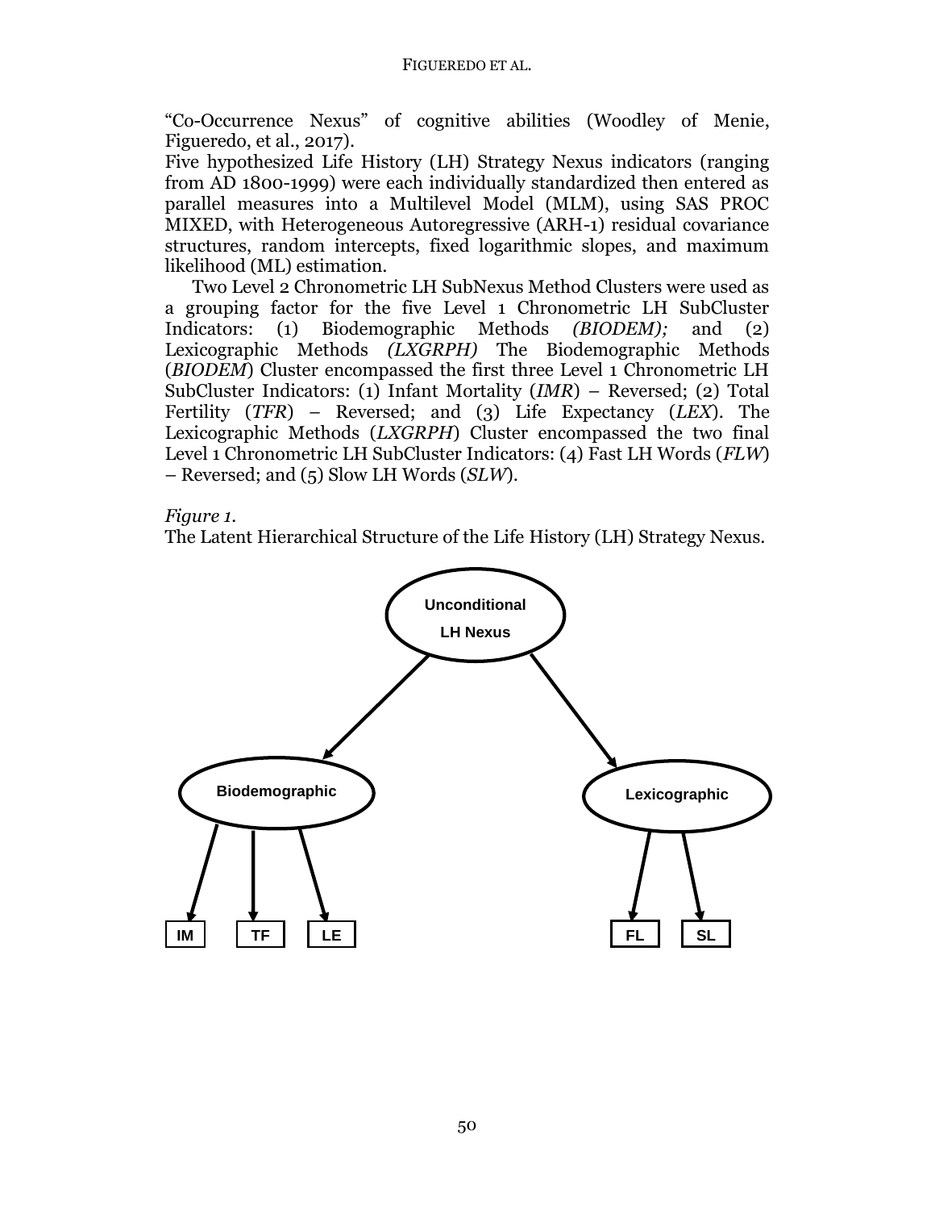"Co-Occurrence Nexus" of cognitive abilities (Woodley of Menie, Figueredo, et al., 2017).

Five hypothesized Life History (LH) Strategy Nexus indicators (ranging from AD 1800-1999) were each individually standardized then entered as parallel measures into a Multilevel Model (MLM), using SAS PROC MIXED, with Heterogeneous Autoregressive (ARH-1) residual covariance structures, random intercepts, fixed logarithmic slopes, and maximum likelihood (ML) estimation.

Two Level 2 Chronometric LH SubNexus Method Clusters were used as a grouping factor for the five Level 1 Chronometric LH SubCluster Indicators: (1) Biodemographic Methods *(BIODEM);* and (2) Lexicographic Methods *(LXGRPH)* The Biodemographic Methods (*BIODEM*) Cluster encompassed the first three Level 1 Chronometric LH SubCluster Indicators: (1) Infant Mortality (*IMR*) – Reversed; (2) Total Fertility (*TFR*) – Reversed; and (3) Life Expectancy (*LEX*). The Lexicographic Methods (*LXGRPH*) Cluster encompassed the two final Level 1 Chronometric LH SubCluster Indicators: (4) Fast LH Words (*FLW*) – Reversed; and (5) Slow LH Words (*SLW*).

*Figure 1.*
The Latent Hierarchical Structure of the Life History (LH) Strategy Nexus.

Unconditional LH Nexus

Biodemographic | Lexicographic

IM | TF | LE | FL | SL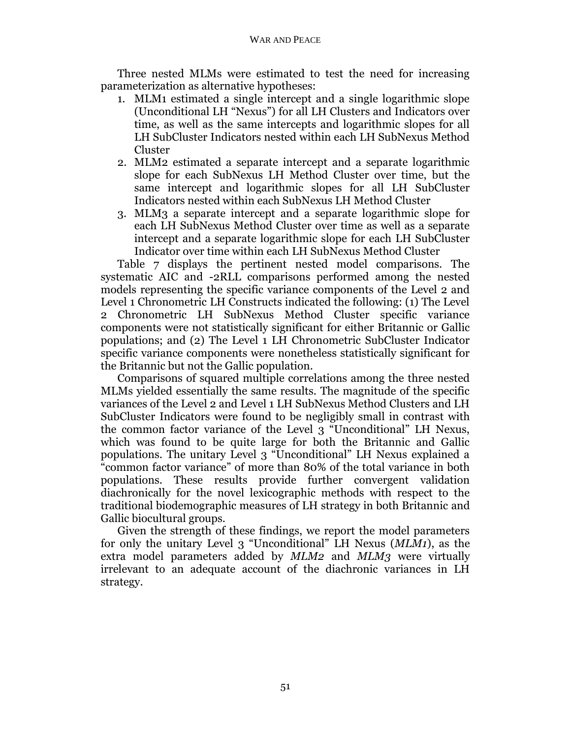Three nested MLMs were estimated to test the need for increasing parameterization as alternative hypotheses:

1. MLM1 estimated a single intercept and a single logarithmic slope (Unconditional LH "Nexus") for all LH Clusters and Indicators over time, as well as the same intercepts and logarithmic slopes for all LH SubCluster Indicators nested within each LH SubNexus Method Cluster
2. MLM2 estimated a separate intercept and a separate logarithmic slope for each SubNexus LH Method Cluster over time, but the same intercept and logarithmic slopes for all LH SubCluster Indicators nested within each SubNexus LH Method Cluster
3. MLM3 a separate intercept and a separate logarithmic slope for each LH SubNexus Method Cluster over time as well as a separate intercept and a separate logarithmic slope for each LH SubCluster Indicator over time within each LH SubNexus Method Cluster

Table 7 displays the pertinent nested model comparisons. The systematic AIC and -2RLL comparisons performed among the nested models representing the specific variance components of the Level 2 and Level 1 Chronometric LH Constructs indicated the following: (1) The Level 2 Chronometric LH SubNexus Method Cluster specific variance components were not statistically significant for either Britannic or Gallic populations; and (2) The Level 1 LH Chronometric SubCluster Indicator specific variance components were nonetheless statistically significant for the Britannic but not the Gallic population.

Comparisons of squared multiple correlations among the three nested MLMs yielded essentially the same results. The magnitude of the specific variances of the Level 2 and Level 1 LH SubNexus Method Clusters and LH SubCluster Indicators were found to be negligibly small in contrast with the common factor variance of the Level 3 "Unconditional" LH Nexus, which was found to be quite large for both the Britannic and Gallic populations. The unitary Level 3 "Unconditional" LH Nexus explained a "common factor variance" of more than 80% of the total variance in both populations. These results provide further convergent validation diachronically for the novel lexicographic methods with respect to the traditional biodemographic measures of LH strategy in both Britannic and Gallic biocultural groups.

Given the strength of these findings, we report the model parameters for only the unitary Level 3 "Unconditional" LH Nexus (*MLM1*), as the extra model parameters added by *MLM2* and *MLM3* were virtually irrelevant to an adequate account of the diachronic variances in LH strategy.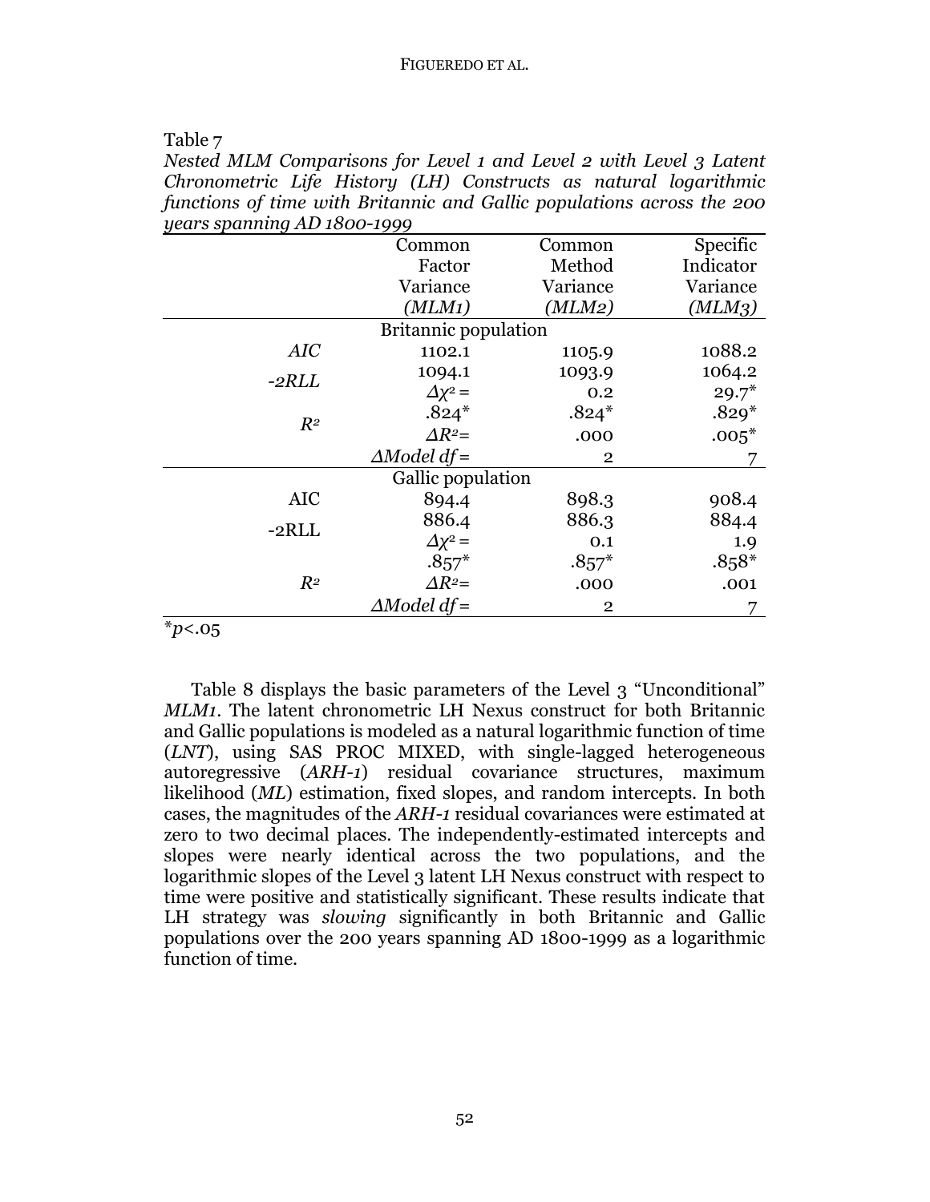Table 7

*Nested MLM Comparisons for Level 1 and Level 2 with Level 3 Latent Chronometric Life History (LH) Constructs as natural logarithmic functions of time with Britannic and Gallic populations across the 200 years spanning AD 1800-1999*

| | | Common Factor Variance (*MLM1*) | Common Method Variance (*MLM2*) | Specific Indicator Variance (*MLM3*) |
|---|---|---|---|---|
| | | Britannic population | | |
| *AIC* | | 1102.1 | 1105.9 | 1088.2 |
| *-2RLL* | | 1094.1 | 1093.9 | 1064.2 |
| | | $\Delta\chi^2 =$ | 0.2 | 29.7* |
| $R^2$ | | .824* | .824* | .829* |
| | | $\Delta R^2 =$ | .000 | .005* |
| | | *ΔModel df* = | 2 | 7 |
| | | Gallic population | | |
| AIC | | 894.4 | 898.3 | 908.4 |
| -2RLL | | 886.4 | 886.3 | 884.4 |
| | | $\Delta\chi^2 =$ | 0.1 | 1.9 |
| | | .857* | .857* | .858* |
| $R^2$ | | $\Delta R^2 =$ | .000 | .001 |
| | | *ΔModel df* = | 2 | 7 |

*$p<.05$

Table 8 displays the basic parameters of the Level 3 "Unconditional" *MLM1*. The latent chronometric LH Nexus construct for both Britannic and Gallic populations is modeled as a natural logarithmic function of time (*LNT*), using SAS PROC MIXED, with single-lagged heterogeneous autoregressive (*ARH-1*) residual covariance structures, maximum likelihood (*ML*) estimation, fixed slopes, and random intercepts. In both cases, the magnitudes of the *ARH-1* residual covariances were estimated at zero to two decimal places. The independently-estimated intercepts and slopes were nearly identical across the two populations, and the logarithmic slopes of the Level 3 latent LH Nexus construct with respect to time were positive and statistically significant. These results indicate that LH strategy was *slowing* significantly in both Britannic and Gallic populations over the 200 years spanning AD 1800-1999 as a logarithmic function of time.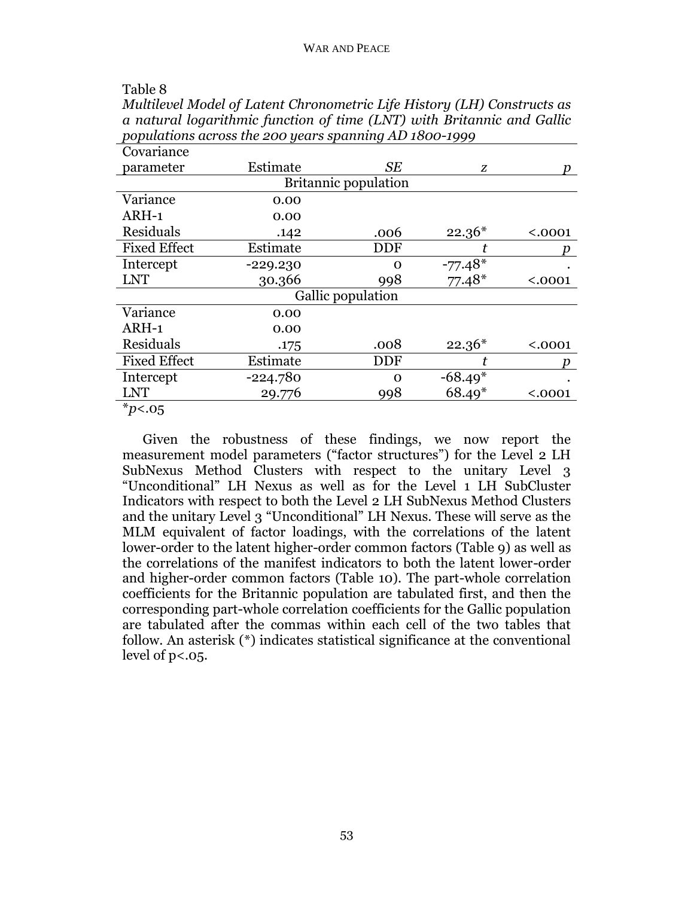Table 8

*Multilevel Model of Latent Chronometric Life History (LH) Constructs as a natural logarithmic function of time (LNT) with Britannic and Gallic populations across the 200 years spanning AD 1800-1999*

| Covariance parameter | Estimate | *SE* | *z* | *p* |
|---|---|---|---|---|
| | | Britannic population | | |
| Variance | 0.00 | | | |
| ARH-1 | 0.00 | | | |
| Residuals | .142 | .006 | 22.36* | <.0001 |
| Fixed Effect | Estimate | DDF | *t* | *p* |
| Intercept | -229.230 | 0 | -77.48* | . |
| LNT | 30.366 | 998 | 77.48* | <.0001 |
| | | Gallic population | | |
| Variance | 0.00 | | | |
| ARH-1 | 0.00 | | | |
| Residuals | .175 | .008 | 22.36* | <.0001 |
| Fixed Effect | Estimate | DDF | *t* | *p* |
| Intercept | -224.780 | 0 | -68.49* | . |
| LNT | 29.776 | 998 | 68.49* | <.0001 |

*$p<.05$

Given the robustness of these findings, we now report the measurement model parameters ("factor structures") for the Level 2 LH SubNexus Method Clusters with respect to the unitary Level 3 "Unconditional" LH Nexus as well as for the Level 1 LH SubCluster Indicators with respect to both the Level 2 LH SubNexus Method Clusters and the unitary Level 3 "Unconditional" LH Nexus. These will serve as the MLM equivalent of factor loadings, with the correlations of the latent lower-order to the latent higher-order common factors (Table 9) as well as the correlations of the manifest indicators to both the latent lower-order and higher-order common factors (Table 10). The part-whole correlation coefficients for the Britannic population are tabulated first, and then the corresponding part-whole correlation coefficients for the Gallic population are tabulated after the commas within each cell of the two tables that follow. An asterisk (*) indicates statistical significance at the conventional level of $p<.05$.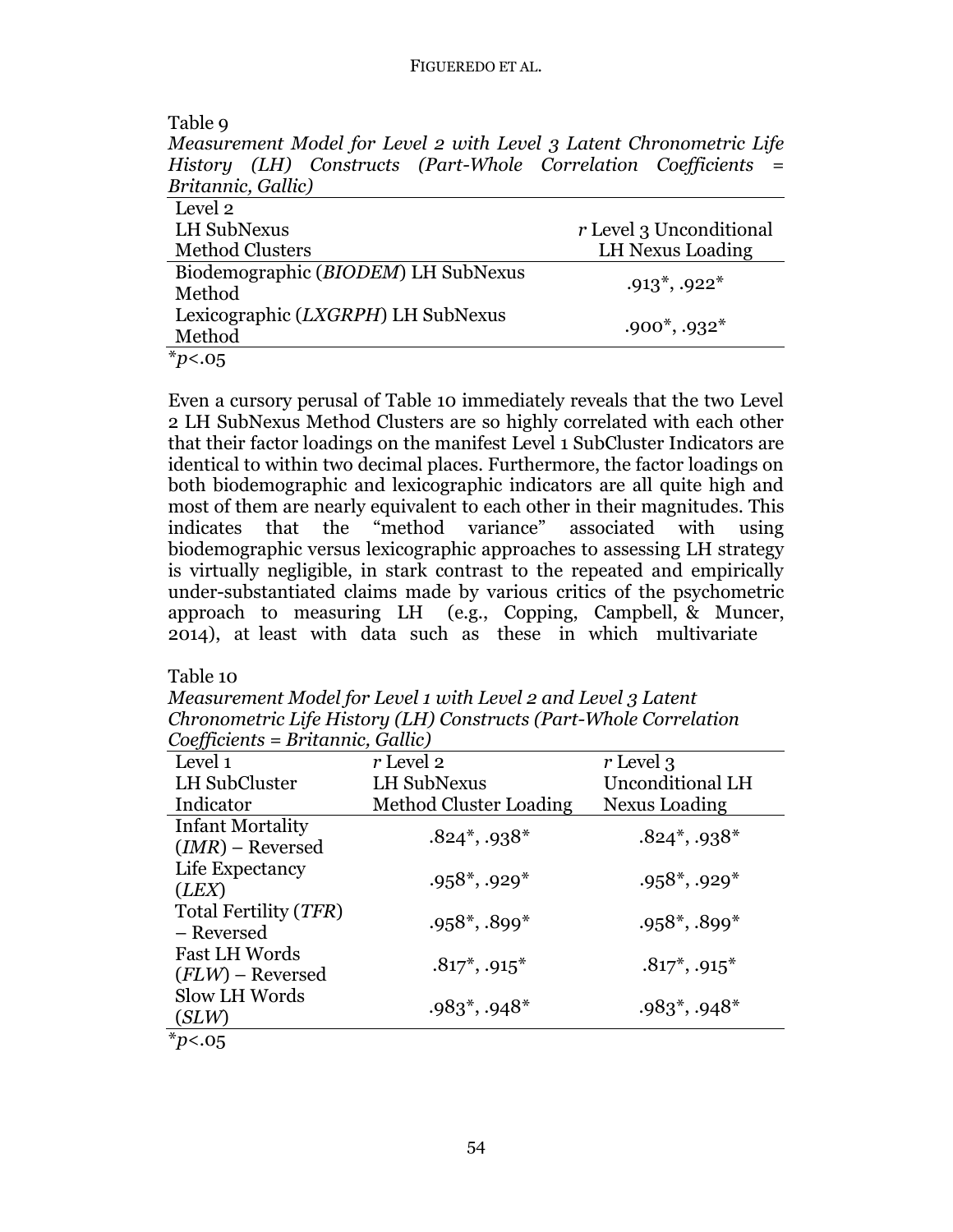Table 9

*Measurement Model for Level 2 with Level 3 Latent Chronometric Life History (LH) Constructs (Part-Whole Correlation Coefficients = Britannic, Gallic)*

| Level 2 LH SubNexus Method Clusters | *r* Level 3 Unconditional LH Nexus Loading |
|---|---|
| Biodemographic (*BIODEM*) LH SubNexus Method | .913*, .922* |
| Lexicographic (*LXGRPH*) LH SubNexus Method | .900*, .932* |

*$p<.05$

Even a cursory perusal of Table 10 immediately reveals that the two Level 2 LH SubNexus Method Clusters are so highly correlated with each other that their factor loadings on the manifest Level 1 SubCluster Indicators are identical to within two decimal places. Furthermore, the factor loadings on both biodemographic and lexicographic indicators are all quite high and most of them are nearly equivalent to each other in their magnitudes. This indicates that the "method variance" associated with using biodemographic versus lexicographic approaches to assessing LH strategy is virtually negligible, in stark contrast to the repeated and empirically under-substantiated claims made by various critics of the psychometric approach to measuring LH (e.g., Copping, Campbell, & Muncer, 2014), at least with data such as these in which multivariate

Table 10

*Measurement Model for Level 1 with Level 2 and Level 3 Latent Chronometric Life History (LH) Constructs (Part-Whole Correlation Coefficients = Britannic, Gallic)*

| Level 1 LH SubCluster Indicator | *r* Level 2 LH SubNexus Method Cluster Loading | *r* Level 3 Unconditional LH Nexus Loading |
|---|---|---|
| Infant Mortality (*IMR*) – Reversed | .824*, .938* | .824*, .938* |
| Life Expectancy (*LEX*) | .958*, .929* | .958*, .929* |
| Total Fertility (*TFR*) – Reversed | .958*, .899* | .958*, .899* |
| Fast LH Words (*FLW*) – Reversed | .817*, .915* | .817*, .915* |
| Slow LH Words (*SLW*) | .983*, .948* | .983*, .948* |

*$p<.05$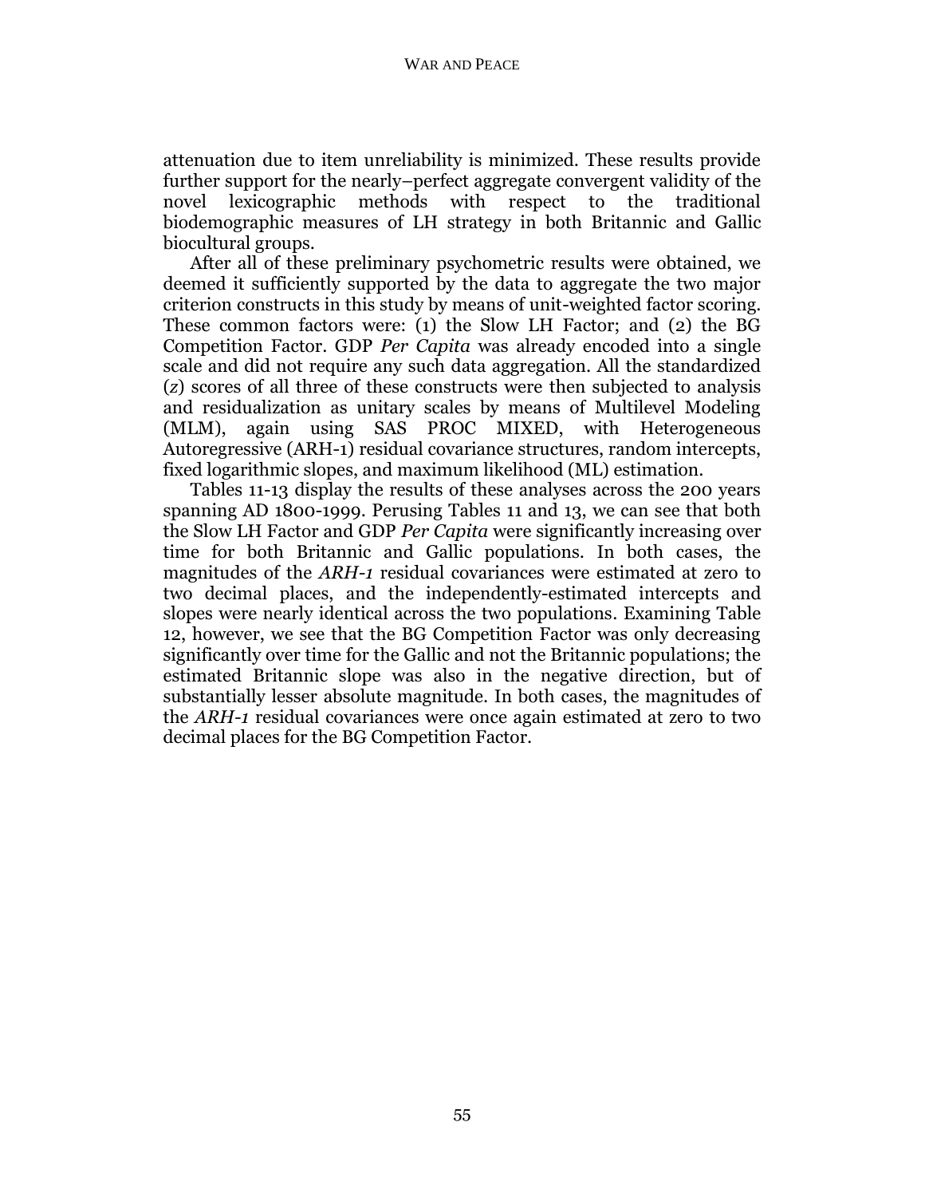attenuation due to item unreliability is minimized. These results provide further support for the nearly–perfect aggregate convergent validity of the novel lexicographic methods with respect to the traditional biodemographic measures of LH strategy in both Britannic and Gallic biocultural groups.

After all of these preliminary psychometric results were obtained, we deemed it sufficiently supported by the data to aggregate the two major criterion constructs in this study by means of unit-weighted factor scoring. These common factors were: (1) the Slow LH Factor; and (2) the BG Competition Factor. GDP *Per Capita* was already encoded into a single scale and did not require any such data aggregation. All the standardized ($z$) scores of all three of these constructs were then subjected to analysis and residualization as unitary scales by means of Multilevel Modeling (MLM), again using SAS PROC MIXED, with Heterogeneous Autoregressive (ARH-1) residual covariance structures, random intercepts, fixed logarithmic slopes, and maximum likelihood (ML) estimation.

Tables 11-13 display the results of these analyses across the 200 years spanning AD 1800-1999. Perusing Tables 11 and 13, we can see that both the Slow LH Factor and GDP *Per Capita* were significantly increasing over time for both Britannic and Gallic populations. In both cases, the magnitudes of the *ARH-1* residual covariances were estimated at zero to two decimal places, and the independently-estimated intercepts and slopes were nearly identical across the two populations. Examining Table 12, however, we see that the BG Competition Factor was only decreasing significantly over time for the Gallic and not the Britannic populations; the estimated Britannic slope was also in the negative direction, but of substantially lesser absolute magnitude. In both cases, the magnitudes of the *ARH-1* residual covariances were once again estimated at zero to two decimal places for the BG Competition Factor.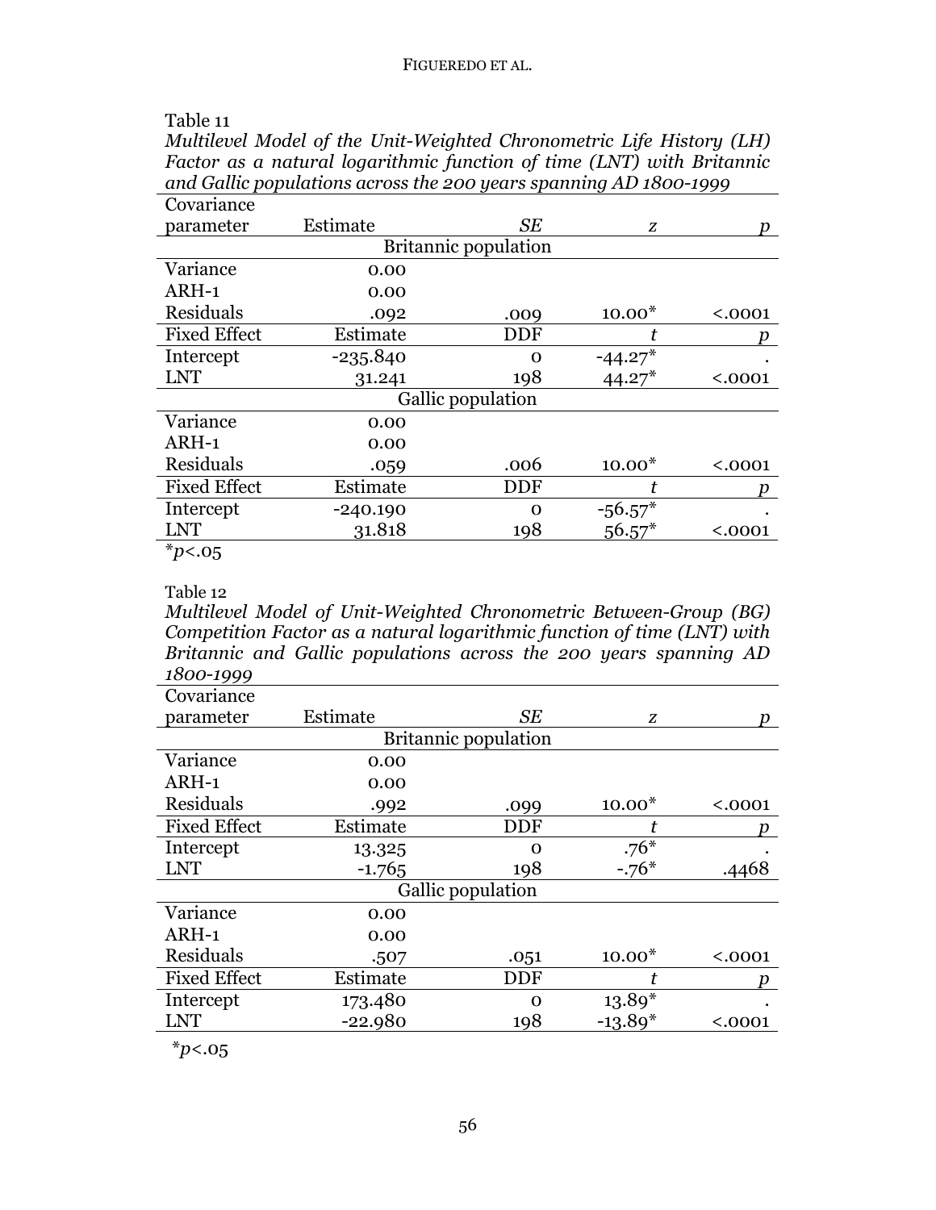Table 11

*Multilevel Model of the Unit-Weighted Chronometric Life History (LH) Factor as a natural logarithmic function of time (LNT) with Britannic and Gallic populations across the 200 years spanning AD 1800-1999*

| Covariance parameter | Estimate | *SE* | *z* | *p* |
|---|---|---|---|---|
| | | Britannic population | | |
| Variance | 0.00 | | | |
| ARH-1 | 0.00 | | | |
| Residuals | .092 | .009 | 10.00* | <.0001 |
| Fixed Effect | Estimate | DDF | *t* | *p* |
| Intercept | -235.840 | 0 | -44.27* | . |
| LNT | 31.241 | 198 | 44.27* | <.0001 |
| | | Gallic population | | |
| Variance | 0.00 | | | |
| ARH-1 | 0.00 | | | |
| Residuals | .059 | .006 | 10.00* | <.0001 |
| Fixed Effect | Estimate | DDF | *t* | *p* |
| Intercept | -240.190 | 0 | -56.57* | . |
| LNT | 31.818 | 198 | 56.57* | <.0001 |

*$p<.05$

Table 12

*Multilevel Model of Unit-Weighted Chronometric Between-Group (BG) Competition Factor as a natural logarithmic function of time (LNT) with Britannic and Gallic populations across the 200 years spanning AD 1800-1999*

| Covariance parameter | Estimate | *SE* | *z* | *p* |
|---|---|---|---|---|
| | | Britannic population | | |
| Variance | 0.00 | | | |
| ARH-1 | 0.00 | | | |
| Residuals | .992 | .099 | 10.00* | <.0001 |
| Fixed Effect | Estimate | DDF | *t* | *p* |
| Intercept | 13.325 | 0 | .76* | . |
| LNT | -1.765 | 198 | -.76* | .4468 |
| | | Gallic population | | |
| Variance | 0.00 | | | |
| ARH-1 | 0.00 | | | |
| Residuals | .507 | .051 | 10.00* | <.0001 |
| Fixed Effect | Estimate | DDF | *t* | *p* |
| Intercept | 173.480 | 0 | 13.89* | . |
| LNT | -22.980 | 198 | -13.89* | <.0001 |

*$p<.05$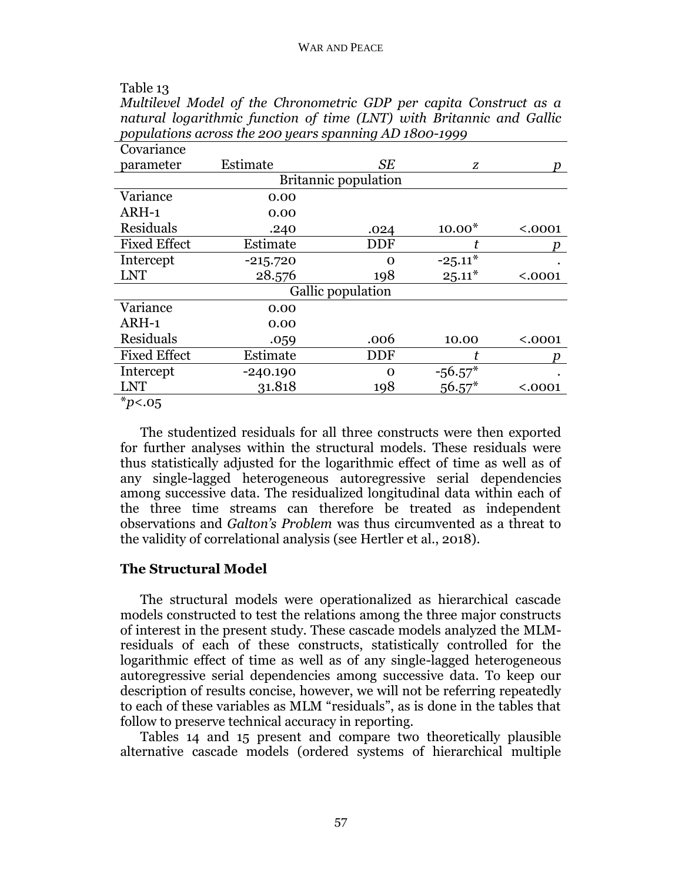Table 13

*Multilevel Model of the Chronometric GDP per capita Construct as a natural logarithmic function of time (LNT) with Britannic and Gallic populations across the 200 years spanning AD 1800-1999*

| Covariance parameter | Estimate | *SE* | *z* | *p* |
|---|---|---|---|---|
| | | Britannic population | | |
| Variance | 0.00 | | | |
| ARH-1 | 0.00 | | | |
| Residuals | .240 | .024 | 10.00* | <.0001 |
| Fixed Effect | Estimate | DDF | *t* | *p* |
| Intercept | -215.720 | 0 | -25.11* | . |
| LNT | 28.576 | 198 | 25.11* | <.0001 |
| | | Gallic population | | |
| Variance | 0.00 | | | |
| ARH-1 | 0.00 | | | |
| Residuals | .059 | .006 | 10.00 | <.0001 |
| Fixed Effect | Estimate | DDF | *t* | *p* |
| Intercept | -240.190 | 0 | -56.57* | . |
| LNT | 31.818 | 198 | 56.57* | <.0001 |

*$p<.05$

The studentized residuals for all three constructs were then exported for further analyses within the structural models. These residuals were thus statistically adjusted for the logarithmic effect of time as well as of any single-lagged heterogeneous autoregressive serial dependencies among successive data. The residualized longitudinal data within each of the three time streams can therefore be treated as independent observations and *Galton's Problem* was thus circumvented as a threat to the validity of correlational analysis (see Hertler et al., 2018).

## The Structural Model

The structural models were operationalized as hierarchical cascade models constructed to test the relations among the three major constructs of interest in the present study. These cascade models analyzed the MLM-residuals of each of these constructs, statistically controlled for the logarithmic effect of time as well as of any single-lagged heterogeneous autoregressive serial dependencies among successive data. To keep our description of results concise, however, we will not be referring repeatedly to each of these variables as MLM "residuals", as is done in the tables that follow to preserve technical accuracy in reporting.

Tables 14 and 15 present and compare two theoretically plausible alternative cascade models (ordered systems of hierarchical multiple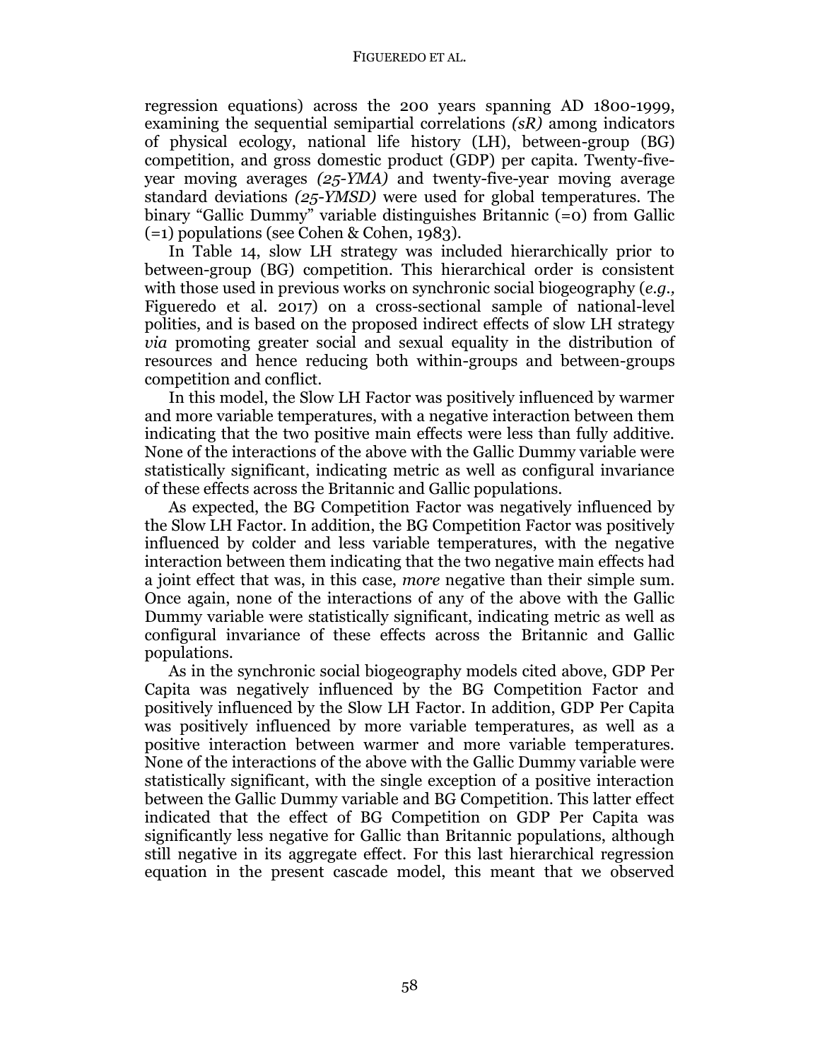regression equations) across the 200 years spanning AD 1800-1999, examining the sequential semipartial correlations *(sR)* among indicators of physical ecology, national life history (LH), between-group (BG) competition, and gross domestic product (GDP) per capita. Twenty-five-year moving averages *(25-YMA)* and twenty-five-year moving average standard deviations *(25-YMSD)* were used for global temperatures. The binary "Gallic Dummy" variable distinguishes Britannic (=0) from Gallic (=1) populations (see Cohen & Cohen, 1983).

In Table 14, slow LH strategy was included hierarchically prior to between-group (BG) competition. This hierarchical order is consistent with those used in previous works on synchronic social biogeography (*e.g.,* Figueredo et al. 2017) on a cross-sectional sample of national-level polities, and is based on the proposed indirect effects of slow LH strategy *via* promoting greater social and sexual equality in the distribution of resources and hence reducing both within-groups and between-groups competition and conflict.

In this model, the Slow LH Factor was positively influenced by warmer and more variable temperatures, with a negative interaction between them indicating that the two positive main effects were less than fully additive. None of the interactions of the above with the Gallic Dummy variable were statistically significant, indicating metric as well as configural invariance of these effects across the Britannic and Gallic populations.

As expected, the BG Competition Factor was negatively influenced by the Slow LH Factor. In addition, the BG Competition Factor was positively influenced by colder and less variable temperatures, with the negative interaction between them indicating that the two negative main effects had a joint effect that was, in this case, *more* negative than their simple sum. Once again, none of the interactions of any of the above with the Gallic Dummy variable were statistically significant, indicating metric as well as configural invariance of these effects across the Britannic and Gallic populations.

As in the synchronic social biogeography models cited above, GDP Per Capita was negatively influenced by the BG Competition Factor and positively influenced by the Slow LH Factor. In addition, GDP Per Capita was positively influenced by more variable temperatures, as well as a positive interaction between warmer and more variable temperatures. None of the interactions of the above with the Gallic Dummy variable were statistically significant, with the single exception of a positive interaction between the Gallic Dummy variable and BG Competition. This latter effect indicated that the effect of BG Competition on GDP Per Capita was significantly less negative for Gallic than Britannic populations, although still negative in its aggregate effect. For this last hierarchical regression equation in the present cascade model, this meant that we observed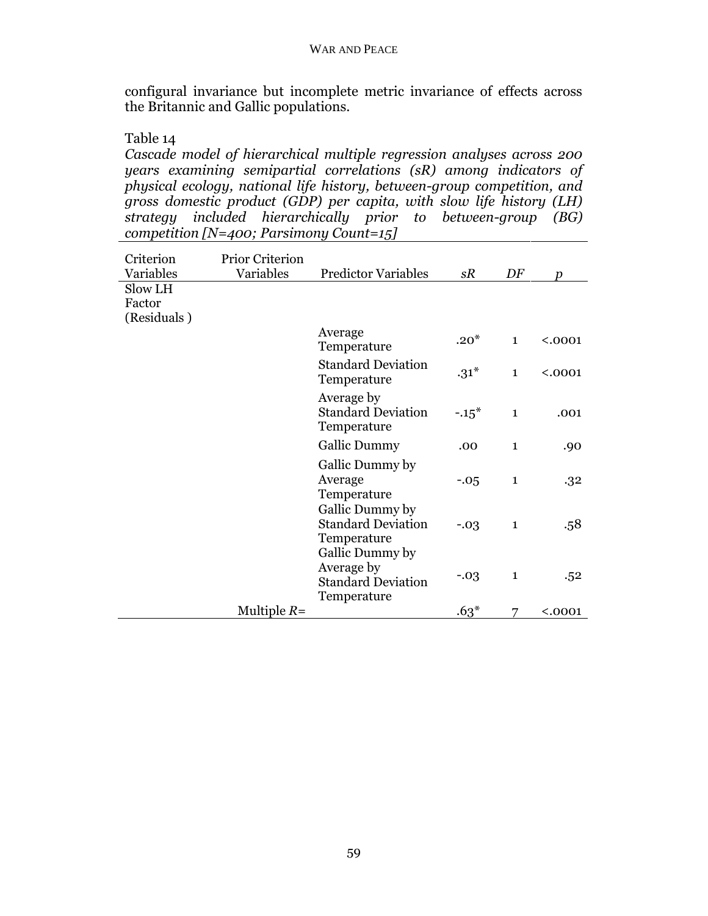configural invariance but incomplete metric invariance of effects across the Britannic and Gallic populations.

Table 14

*Cascade model of hierarchical multiple regression analyses across 200 years examining semipartial correlations (sR) among indicators of physical ecology, national life history, between-group competition, and gross domestic product (GDP) per capita, with slow life history (LH) strategy included hierarchically prior to between-group (BG) competition [N=400; Parsimony Count=15]*

| Criterion Variables | Prior Criterion Variables | Predictor Variables | *sR* | *DF* | *p* |
|---|---|---|---|---|---|
| Slow LH Factor (Residuals ) | | | | | |
| | | Average Temperature | .20* | 1 | <.0001 |
| | | Standard Deviation Temperature | .31* | 1 | <.0001 |
| | | Average by Standard Deviation Temperature | -.15* | 1 | .001 |
| | | Gallic Dummy | .00 | 1 | .90 |
| | | Gallic Dummy by Average Temperature | -.05 | 1 | .32 |
| | | Gallic Dummy by Standard Deviation Temperature | -.03 | 1 | .58 |
| | | Gallic Dummy by Average by Standard Deviation Temperature | -.03 | 1 | .52 |
| | Multiple *R*= | | .63* | 7 | <.0001 |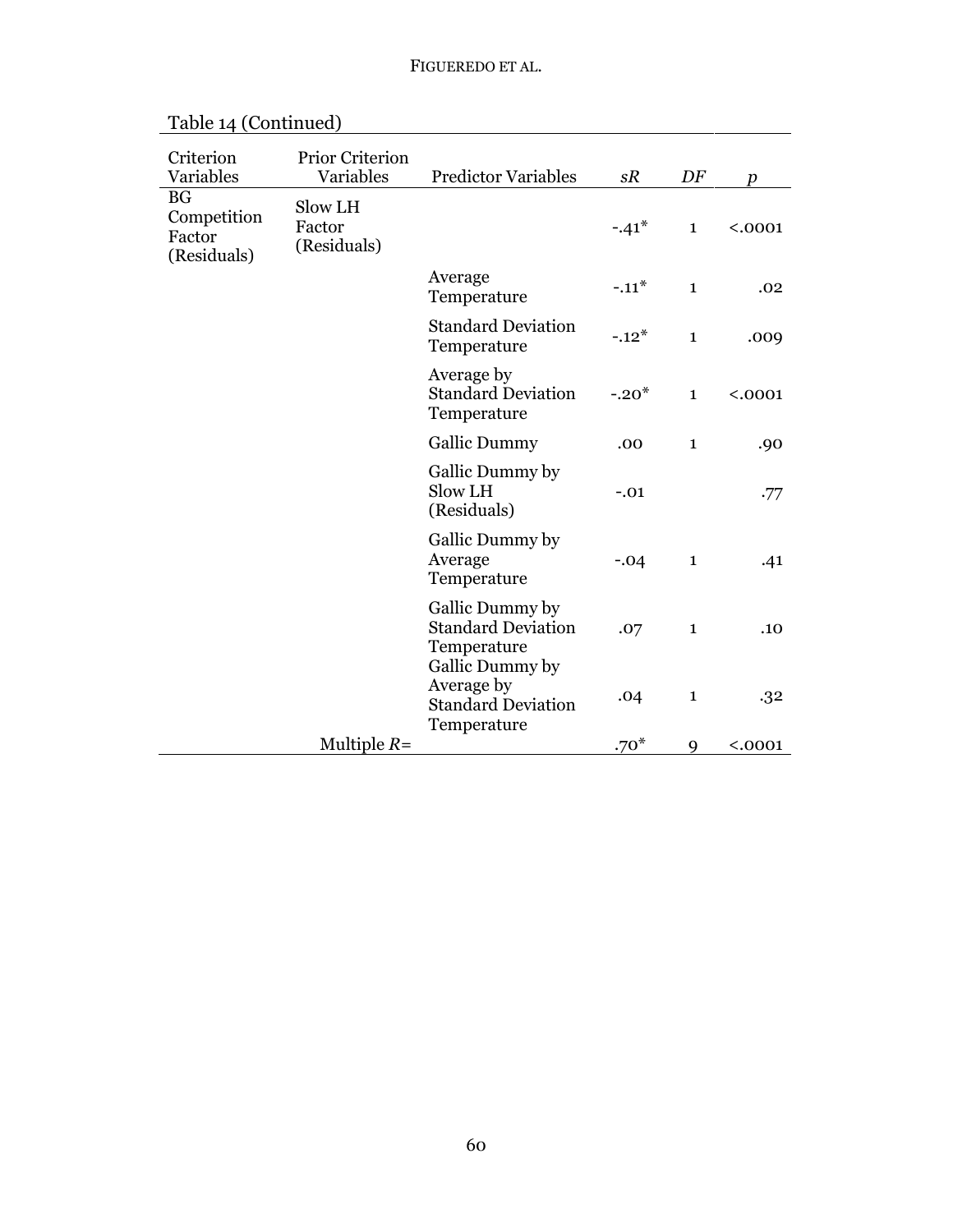Table 14 (Continued)

| Criterion Variables | Prior Criterion Variables | Predictor Variables | *sR* | *DF* | *p* |
|---|---|---|---|---|---|
| BG Competition Factor (Residuals) | Slow LH Factor (Residuals) | | -.41* | 1 | <.0001 |
| | | Average Temperature | -.11* | 1 | .02 |
| | | Standard Deviation Temperature | -.12* | 1 | .009 |
| | | Average by Standard Deviation Temperature | -.20* | 1 | <.0001 |
| | | Gallic Dummy | .00 | 1 | .90 |
| | | Gallic Dummy by Slow LH (Residuals) | -.01 | | .77 |
| | | Gallic Dummy by Average Temperature | -.04 | 1 | .41 |
| | | Gallic Dummy by Standard Deviation Temperature | .07 | 1 | .10 |
| | | Gallic Dummy by Average by Standard Deviation Temperature | .04 | 1 | .32 |
| | Multiple *R*= | | .70* | 9 | <.0001 |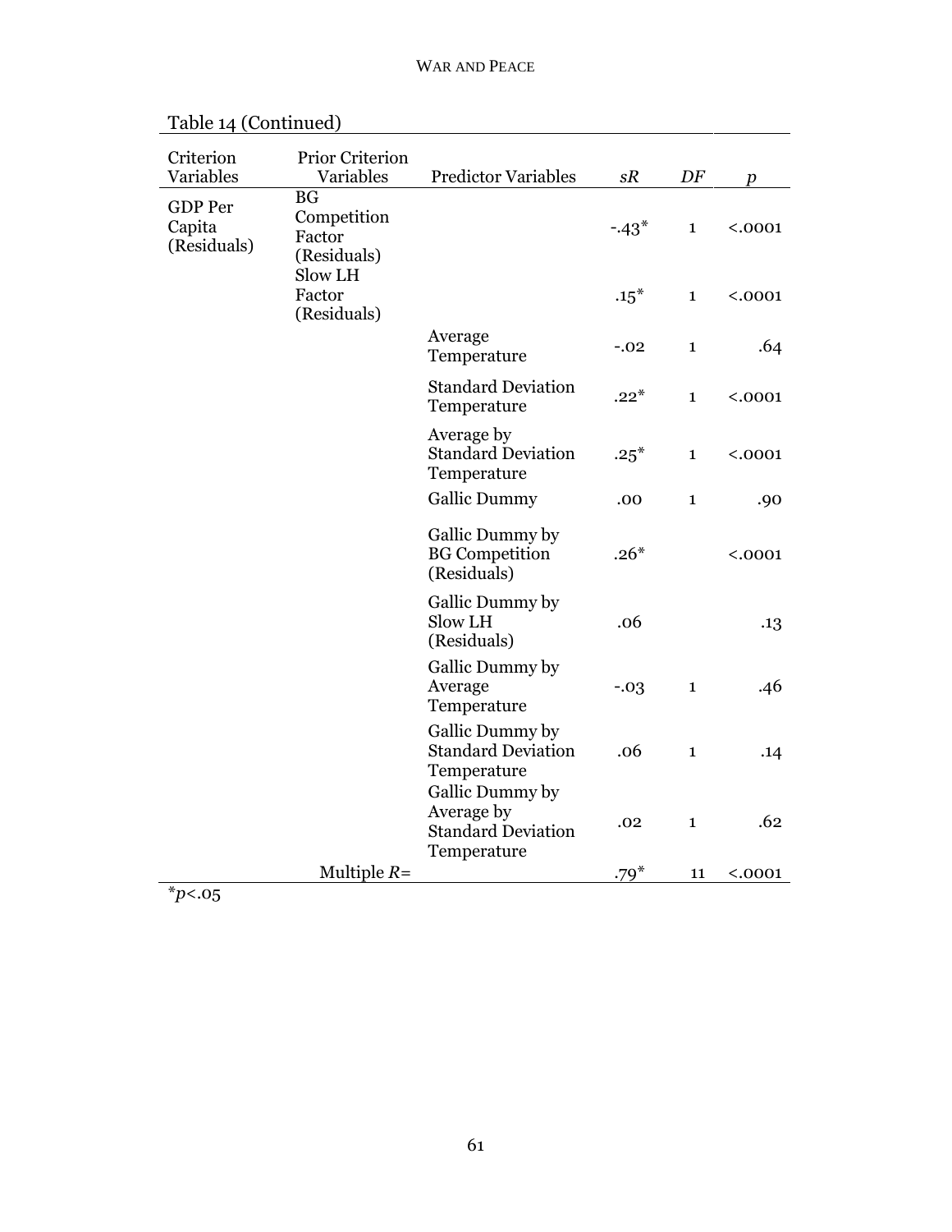Table 14 (Continued)

| Criterion Variables | Prior Criterion Variables | Predictor Variables | *sR* | *DF* | *p* |
|---|---|---|---|---|---|
| GDP Per Capita (Residuals) | BG Competition Factor (Residuals) | | -.43* | 1 | <.0001 |
| | Slow LH Factor (Residuals) | | .15* | 1 | <.0001 |
| | | Average Temperature | -.02 | 1 | .64 |
| | | Standard Deviation Temperature | .22* | 1 | <.0001 |
| | | Average by Standard Deviation Temperature | .25* | 1 | <.0001 |
| | | Gallic Dummy | .00 | 1 | .90 |
| | | Gallic Dummy by BG Competition (Residuals) | .26* | | <.0001 |
| | | Gallic Dummy by Slow LH (Residuals) | .06 | | .13 |
| | | Gallic Dummy by Average Temperature | -.03 | 1 | .46 |
| | | Gallic Dummy by Standard Deviation Temperature | .06 | 1 | .14 |
| | | Gallic Dummy by Average by Standard Deviation Temperature | .02 | 1 | .62 |
| | Multiple *R*= | | .79* | 11 | <.0001 |

*$p<.05$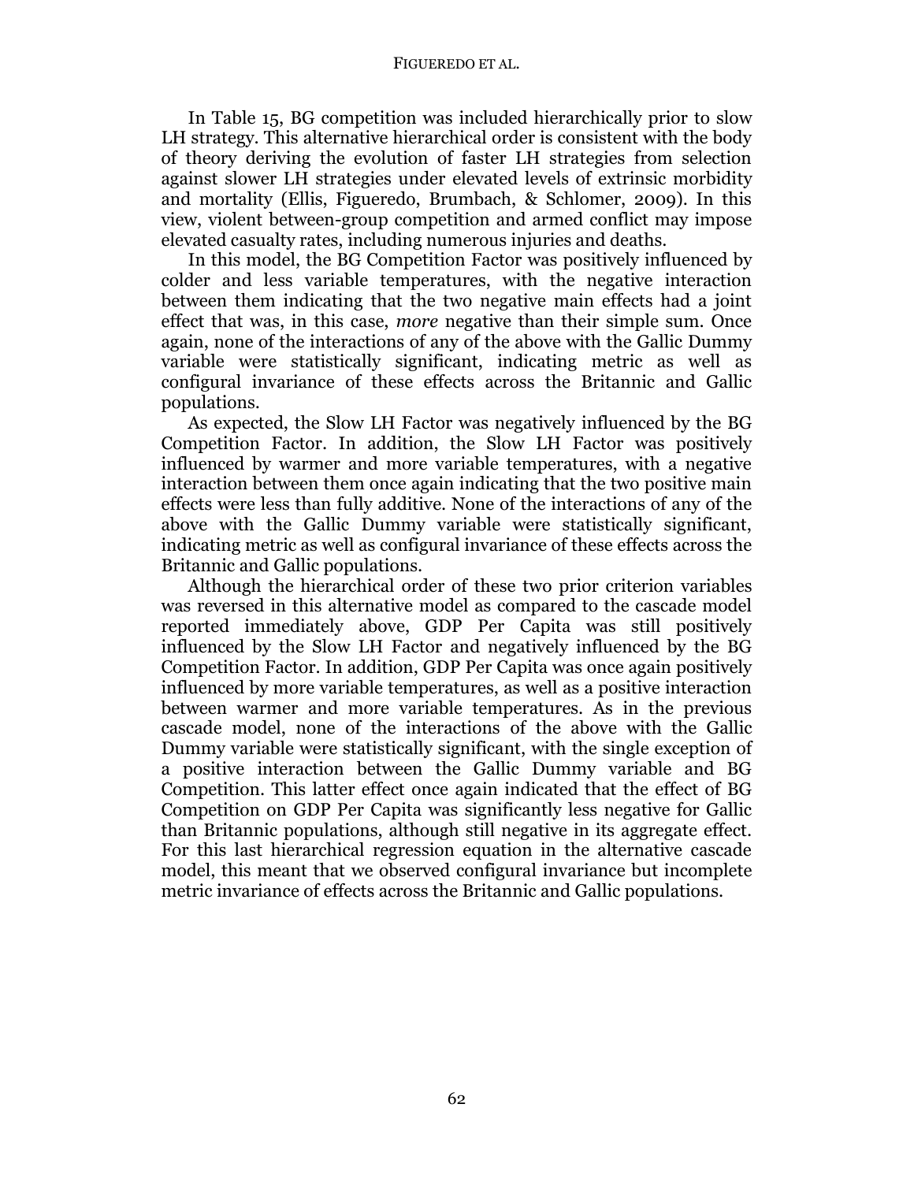In Table 15, BG competition was included hierarchically prior to slow LH strategy. This alternative hierarchical order is consistent with the body of theory deriving the evolution of faster LH strategies from selection against slower LH strategies under elevated levels of extrinsic morbidity and mortality (Ellis, Figueredo, Brumbach, & Schlomer, 2009). In this view, violent between-group competition and armed conflict may impose elevated casualty rates, including numerous injuries and deaths.

In this model, the BG Competition Factor was positively influenced by colder and less variable temperatures, with the negative interaction between them indicating that the two negative main effects had a joint effect that was, in this case, *more* negative than their simple sum. Once again, none of the interactions of any of the above with the Gallic Dummy variable were statistically significant, indicating metric as well as configural invariance of these effects across the Britannic and Gallic populations.

As expected, the Slow LH Factor was negatively influenced by the BG Competition Factor. In addition, the Slow LH Factor was positively influenced by warmer and more variable temperatures, with a negative interaction between them once again indicating that the two positive main effects were less than fully additive. None of the interactions of any of the above with the Gallic Dummy variable were statistically significant, indicating metric as well as configural invariance of these effects across the Britannic and Gallic populations.

Although the hierarchical order of these two prior criterion variables was reversed in this alternative model as compared to the cascade model reported immediately above, GDP Per Capita was still positively influenced by the Slow LH Factor and negatively influenced by the BG Competition Factor. In addition, GDP Per Capita was once again positively influenced by more variable temperatures, as well as a positive interaction between warmer and more variable temperatures. As in the previous cascade model, none of the interactions of the above with the Gallic Dummy variable were statistically significant, with the single exception of a positive interaction between the Gallic Dummy variable and BG Competition. This latter effect once again indicated that the effect of BG Competition on GDP Per Capita was significantly less negative for Gallic than Britannic populations, although still negative in its aggregate effect. For this last hierarchical regression equation in the alternative cascade model, this meant that we observed configural invariance but incomplete metric invariance of effects across the Britannic and Gallic populations.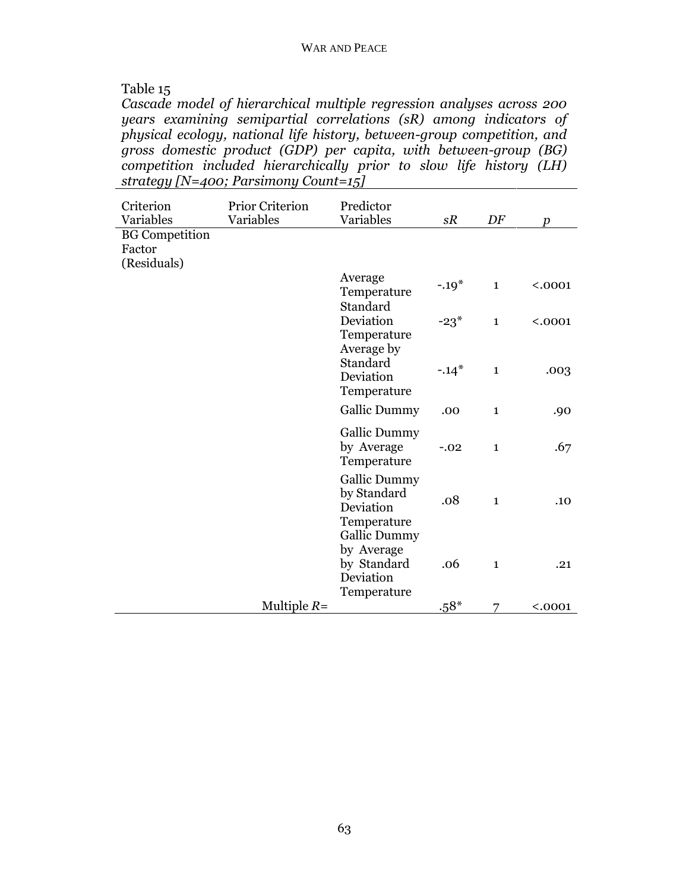Table 15

*Cascade model of hierarchical multiple regression analyses across 200 years examining semipartial correlations (sR) among indicators of physical ecology, national life history, between-group competition, and gross domestic product (GDP) per capita, with between-group (BG) competition included hierarchically prior to slow life history (LH) strategy [N=400; Parsimony Count=15]*

| Criterion Variables | Prior Criterion Variables | Predictor Variables | *sR* | *DF* | *p* |
|---|---|---|---|---|---|
| BG Competition Factor (Residuals) | | | | | |
| | | Average Temperature | -.19* | 1 | <.0001 |
| | | Standard Deviation Temperature | -23* | 1 | <.0001 |
| | | Average by Standard Deviation Temperature | -.14* | 1 | .003 |
| | | Gallic Dummy | .00 | 1 | .90 |
| | | Gallic Dummy by Average Temperature | -.02 | 1 | .67 |
| | | Gallic Dummy by Standard Deviation Temperature | .08 | 1 | .10 |
| | | Gallic Dummy by Average by Standard Deviation Temperature | .06 | 1 | .21 |
| | Multiple *R*= | | .58* | 7 | <.0001 |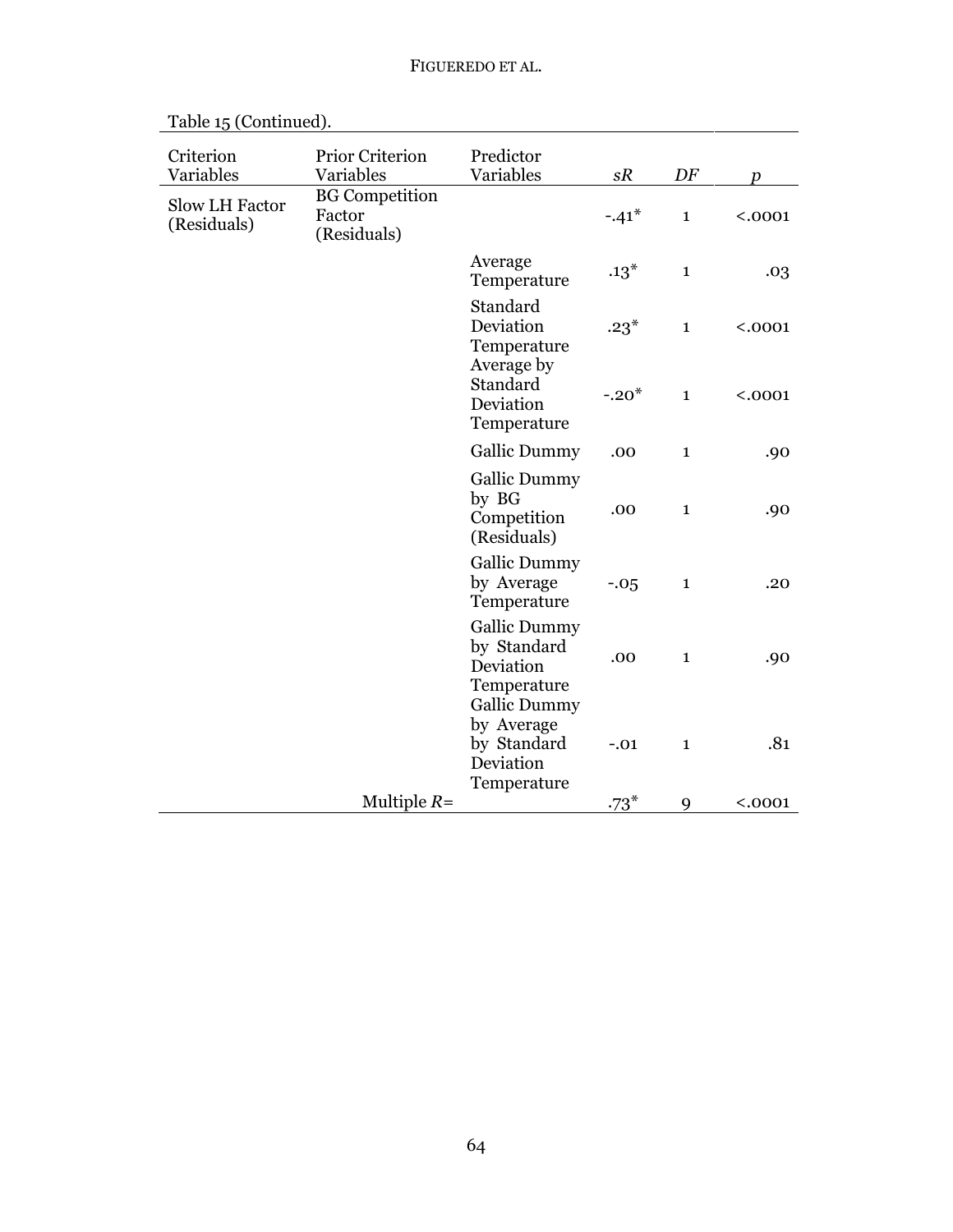Table 15 (Continued).

| Criterion Variables | Prior Criterion Variables | Predictor Variables | *sR* | *DF* | *p* |
|---|---|---|---|---|---|
| Slow LH Factor (Residuals) | BG Competition Factor (Residuals) | | -.41* | 1 | <.0001 |
| | | Average Temperature | .13* | 1 | .03 |
| | | Standard Deviation Temperature | .23* | 1 | <.0001 |
| | | Average by Standard Deviation Temperature | -.20* | 1 | <.0001 |
| | | Gallic Dummy | .00 | 1 | .90 |
| | | Gallic Dummy by BG Competition (Residuals) | .00 | 1 | .90 |
| | | Gallic Dummy by Average Temperature | -.05 | 1 | .20 |
| | | Gallic Dummy by Standard Deviation Temperature | .00 | 1 | .90 |
| | | Gallic Dummy by Average by Standard Deviation Temperature | -.01 | 1 | .81 |
| | Multiple *R*= | | .73* | 9 | <.0001 |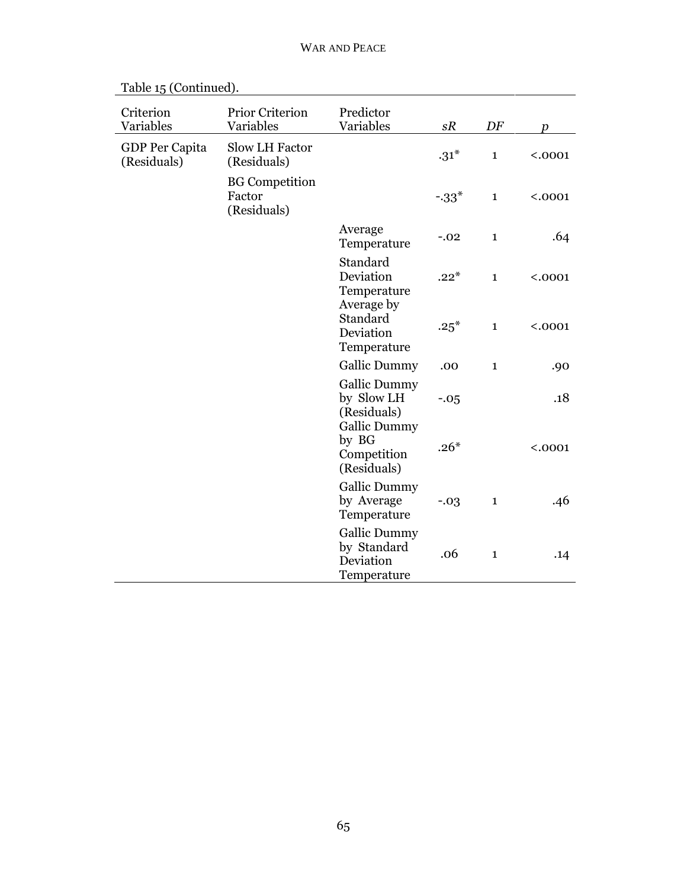Table 15 (Continued).

| Criterion Variables | Prior Criterion Variables | Predictor Variables | *sR* | *DF* | *p* |
|---|---|---|---|---|---|
| GDP Per Capita (Residuals) | Slow LH Factor (Residuals) | | .31* | 1 | <.0001 |
| | BG Competition Factor (Residuals) | | -.33* | 1 | <.0001 |
| | | Average Temperature | -.02 | 1 | .64 |
| | | Standard Deviation Temperature | .22* | 1 | <.0001 |
| | | Average by Standard Deviation Temperature | .25* | 1 | <.0001 |
| | | Gallic Dummy | .00 | 1 | .90 |
| | | Gallic Dummy by Slow LH (Residuals) | -.05 | | .18 |
| | | Gallic Dummy by BG Competition (Residuals) | .26* | | <.0001 |
| | | Gallic Dummy by Average Temperature | -.03 | 1 | .46 |
| | | Gallic Dummy by Standard Deviation Temperature | .06 | 1 | .14 |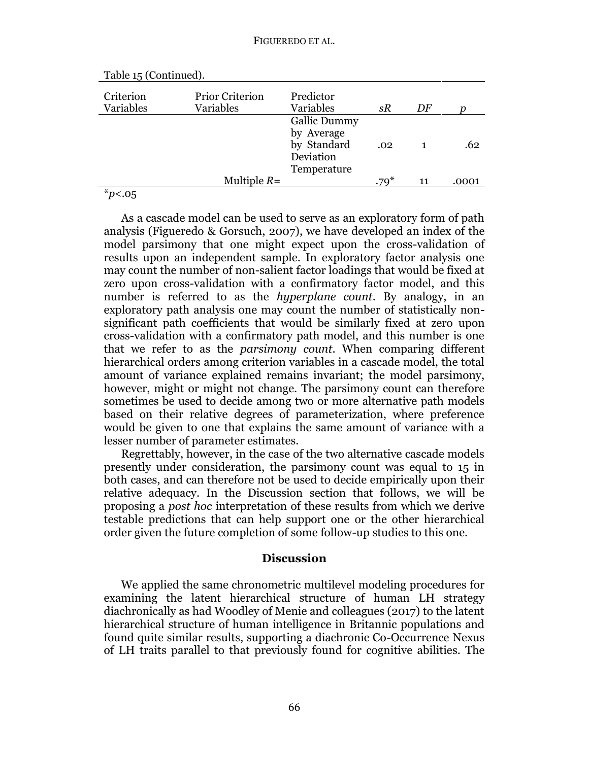Table 15 (Continued).

| Criterion Variables | Prior Criterion Variables | Predictor Variables | *sR* | *DF* | *p* |
|---|---|---|---|---|---|
| | | Gallic Dummy by Average by Standard Deviation Temperature | .02 | 1 | .62 |
| | Multiple *R*= | | .79* | 11 | .0001 |

*$p$<.05

As a cascade model can be used to serve as an exploratory form of path analysis (Figueredo & Gorsuch, 2007), we have developed an index of the model parsimony that one might expect upon the cross-validation of results upon an independent sample. In exploratory factor analysis one may count the number of non-salient factor loadings that would be fixed at zero upon cross-validation with a confirmatory factor model, and this number is referred to as the *hyperplane count*. By analogy, in an exploratory path analysis one may count the number of statistically non-significant path coefficients that would be similarly fixed at zero upon cross-validation with a confirmatory path model, and this number is one that we refer to as the *parsimony count*. When comparing different hierarchical orders among criterion variables in a cascade model, the total amount of variance explained remains invariant; the model parsimony, however, might or might not change. The parsimony count can therefore sometimes be used to decide among two or more alternative path models based on their relative degrees of parameterization, where preference would be given to one that explains the same amount of variance with a lesser number of parameter estimates.

Regrettably, however, in the case of the two alternative cascade models presently under consideration, the parsimony count was equal to 15 in both cases, and can therefore not be used to decide empirically upon their relative adequacy. In the Discussion section that follows, we will be proposing a *post hoc* interpretation of these results from which we derive testable predictions that can help support one or the other hierarchical order given the future completion of some follow-up studies to this one.

## Discussion

We applied the same chronometric multilevel modeling procedures for examining the latent hierarchical structure of human LH strategy diachronically as had Woodley of Menie and colleagues (2017) to the latent hierarchical structure of human intelligence in Britannic populations and found quite similar results, supporting a diachronic Co-Occurrence Nexus of LH traits parallel to that previously found for cognitive abilities. The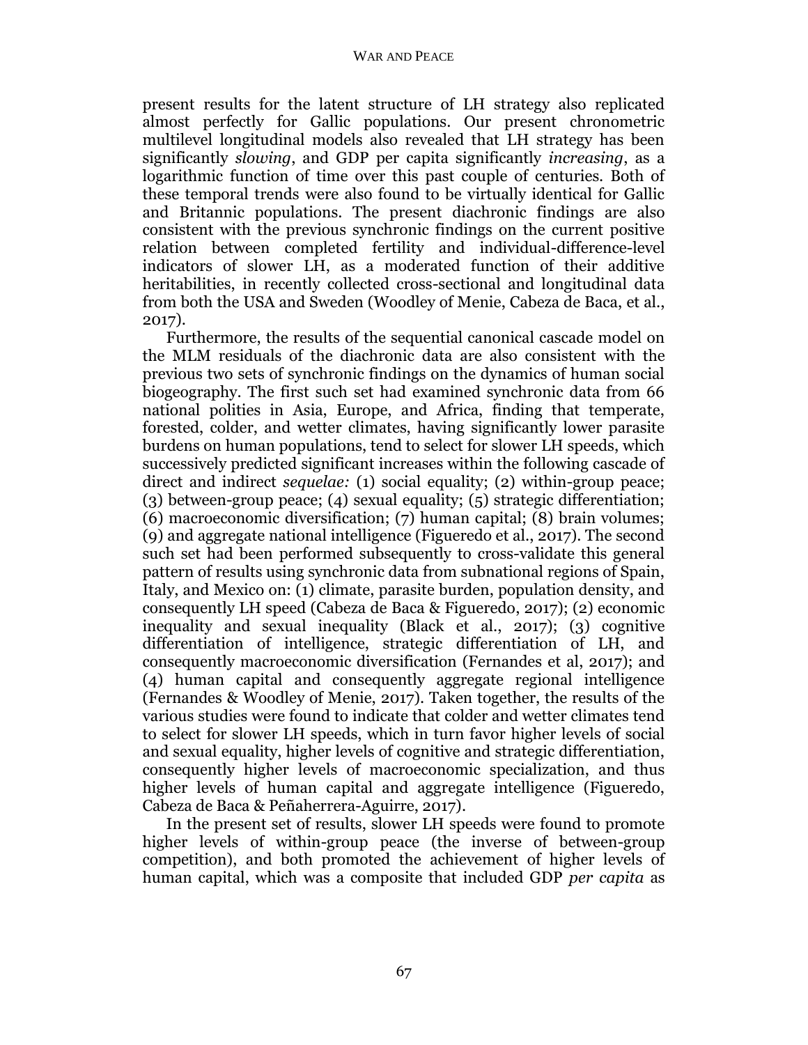present results for the latent structure of LH strategy also replicated almost perfectly for Gallic populations. Our present chronometric multilevel longitudinal models also revealed that LH strategy has been significantly *slowing*, and GDP per capita significantly *increasing*, as a logarithmic function of time over this past couple of centuries. Both of these temporal trends were also found to be virtually identical for Gallic and Britannic populations. The present diachronic findings are also consistent with the previous synchronic findings on the current positive relation between completed fertility and individual-difference-level indicators of slower LH, as a moderated function of their additive heritabilities, in recently collected cross-sectional and longitudinal data from both the USA and Sweden (Woodley of Menie, Cabeza de Baca, et al., 2017).

Furthermore, the results of the sequential canonical cascade model on the MLM residuals of the diachronic data are also consistent with the previous two sets of synchronic findings on the dynamics of human social biogeography. The first such set had examined synchronic data from 66 national polities in Asia, Europe, and Africa, finding that temperate, forested, colder, and wetter climates, having significantly lower parasite burdens on human populations, tend to select for slower LH speeds, which successively predicted significant increases within the following cascade of direct and indirect *sequelae:* (1) social equality; (2) within-group peace; (3) between-group peace; (4) sexual equality; (5) strategic differentiation; (6) macroeconomic diversification; (7) human capital; (8) brain volumes; (9) and aggregate national intelligence (Figueredo et al., 2017). The second such set had been performed subsequently to cross-validate this general pattern of results using synchronic data from subnational regions of Spain, Italy, and Mexico on: (1) climate, parasite burden, population density, and consequently LH speed (Cabeza de Baca & Figueredo, 2017); (2) economic inequality and sexual inequality (Black et al., 2017); (3) cognitive differentiation of intelligence, strategic differentiation of LH, and consequently macroeconomic diversification (Fernandes et al, 2017); and (4) human capital and consequently aggregate regional intelligence (Fernandes & Woodley of Menie, 2017). Taken together, the results of the various studies were found to indicate that colder and wetter climates tend to select for slower LH speeds, which in turn favor higher levels of social and sexual equality, higher levels of cognitive and strategic differentiation, consequently higher levels of macroeconomic specialization, and thus higher levels of human capital and aggregate intelligence (Figueredo, Cabeza de Baca & Peñaherrera-Aguirre, 2017).

In the present set of results, slower LH speeds were found to promote higher levels of within-group peace (the inverse of between-group competition), and both promoted the achievement of higher levels of human capital, which was a composite that included GDP *per capita* as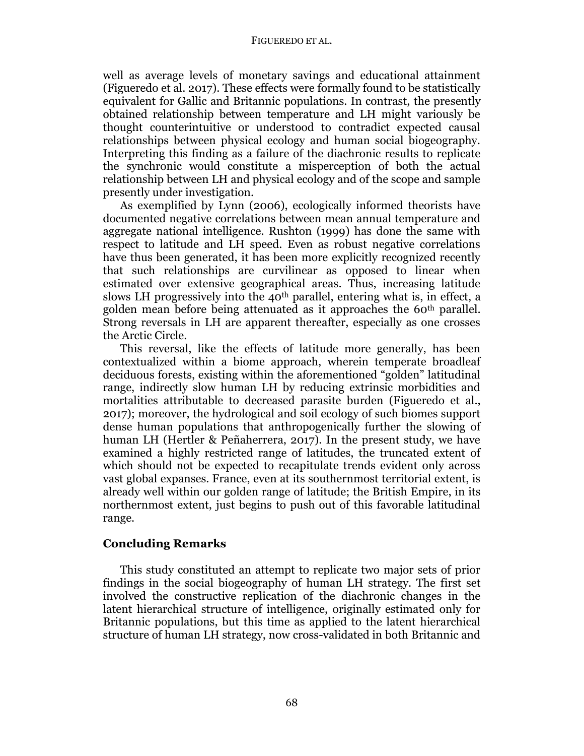well as average levels of monetary savings and educational attainment (Figueredo et al. 2017). These effects were formally found to be statistically equivalent for Gallic and Britannic populations. In contrast, the presently obtained relationship between temperature and LH might variously be thought counterintuitive or understood to contradict expected causal relationships between physical ecology and human social biogeography. Interpreting this finding as a failure of the diachronic results to replicate the synchronic would constitute a misperception of both the actual relationship between LH and physical ecology and of the scope and sample presently under investigation.

As exemplified by Lynn (2006), ecologically informed theorists have documented negative correlations between mean annual temperature and aggregate national intelligence. Rushton (1999) has done the same with respect to latitude and LH speed. Even as robust negative correlations have thus been generated, it has been more explicitly recognized recently that such relationships are curvilinear as opposed to linear when estimated over extensive geographical areas. Thus, increasing latitude slows LH progressively into the 40th parallel, entering what is, in effect, a golden mean before being attenuated as it approaches the 60th parallel. Strong reversals in LH are apparent thereafter, especially as one crosses the Arctic Circle.

This reversal, like the effects of latitude more generally, has been contextualized within a biome approach, wherein temperate broadleaf deciduous forests, existing within the aforementioned "golden" latitudinal range, indirectly slow human LH by reducing extrinsic morbidities and mortalities attributable to decreased parasite burden (Figueredo et al., 2017); moreover, the hydrological and soil ecology of such biomes support dense human populations that anthropogenically further the slowing of human LH (Hertler & Peñaherrera, 2017). In the present study, we have examined a highly restricted range of latitudes, the truncated extent of which should not be expected to recapitulate trends evident only across vast global expanses. France, even at its southernmost territorial extent, is already well within our golden range of latitude; the British Empire, in its northernmost extent, just begins to push out of this favorable latitudinal range.

## Concluding Remarks

This study constituted an attempt to replicate two major sets of prior findings in the social biogeography of human LH strategy. The first set involved the constructive replication of the diachronic changes in the latent hierarchical structure of intelligence, originally estimated only for Britannic populations, but this time as applied to the latent hierarchical structure of human LH strategy, now cross-validated in both Britannic and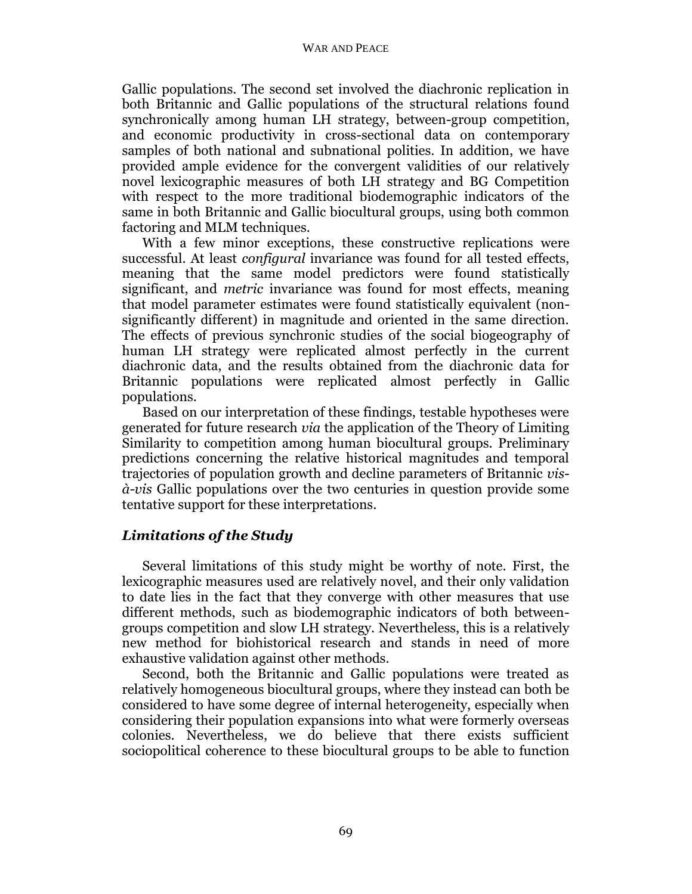Gallic populations. The second set involved the diachronic replication in both Britannic and Gallic populations of the structural relations found synchronically among human LH strategy, between-group competition, and economic productivity in cross-sectional data on contemporary samples of both national and subnational polities. In addition, we have provided ample evidence for the convergent validities of our relatively novel lexicographic measures of both LH strategy and BG Competition with respect to the more traditional biodemographic indicators of the same in both Britannic and Gallic biocultural groups, using both common factoring and MLM techniques.

With a few minor exceptions, these constructive replications were successful. At least *configural* invariance was found for all tested effects, meaning that the same model predictors were found statistically significant, and *metric* invariance was found for most effects, meaning that model parameter estimates were found statistically equivalent (non-significantly different) in magnitude and oriented in the same direction. The effects of previous synchronic studies of the social biogeography of human LH strategy were replicated almost perfectly in the current diachronic data, and the results obtained from the diachronic data for Britannic populations were replicated almost perfectly in Gallic populations.

Based on our interpretation of these findings, testable hypotheses were generated for future research *via* the application of the Theory of Limiting Similarity to competition among human biocultural groups. Preliminary predictions concerning the relative historical magnitudes and temporal trajectories of population growth and decline parameters of Britannic *vis-à-vis* Gallic populations over the two centuries in question provide some tentative support for these interpretations.

## *Limitations of the Study*

Several limitations of this study might be worthy of note. First, the lexicographic measures used are relatively novel, and their only validation to date lies in the fact that they converge with other measures that use different methods, such as biodemographic indicators of both between-groups competition and slow LH strategy. Nevertheless, this is a relatively new method for biohistorical research and stands in need of more exhaustive validation against other methods.

Second, both the Britannic and Gallic populations were treated as relatively homogeneous biocultural groups, where they instead can both be considered to have some degree of internal heterogeneity, especially when considering their population expansions into what were formerly overseas colonies. Nevertheless, we do believe that there exists sufficient sociopolitical coherence to these biocultural groups to be able to function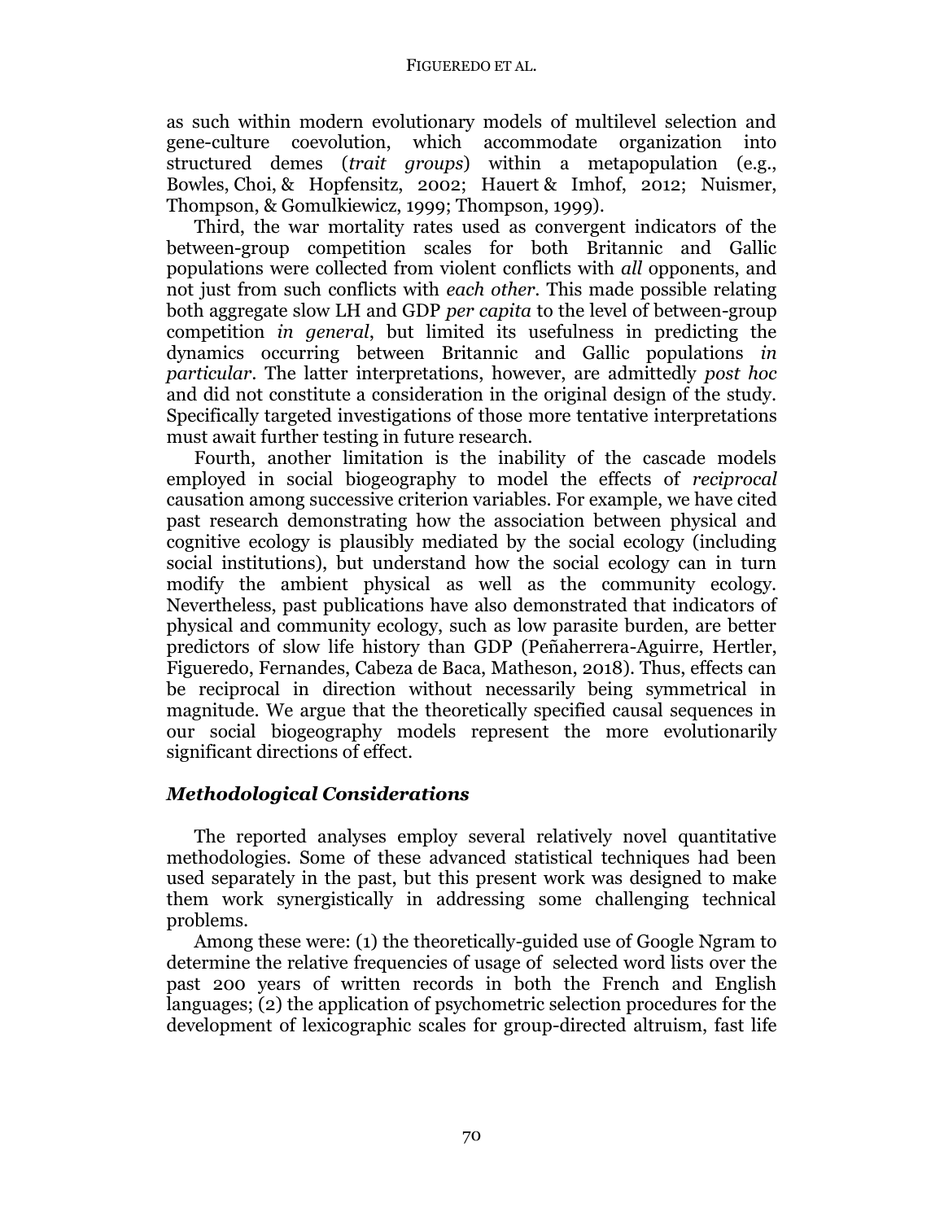as such within modern evolutionary models of multilevel selection and gene-culture coevolution, which accommodate organization into structured demes (*trait groups*) within a metapopulation (e.g., Bowles, Choi, & Hopfensitz, 2002; Hauert & Imhof, 2012; Nuismer, Thompson, & Gomulkiewicz, 1999; Thompson, 1999).

Third, the war mortality rates used as convergent indicators of the between-group competition scales for both Britannic and Gallic populations were collected from violent conflicts with *all* opponents, and not just from such conflicts with *each other*. This made possible relating both aggregate slow LH and GDP *per capita* to the level of between-group competition *in general*, but limited its usefulness in predicting the dynamics occurring between Britannic and Gallic populations *in particular*. The latter interpretations, however, are admittedly *post hoc* and did not constitute a consideration in the original design of the study. Specifically targeted investigations of those more tentative interpretations must await further testing in future research.

Fourth, another limitation is the inability of the cascade models employed in social biogeography to model the effects of *reciprocal* causation among successive criterion variables. For example, we have cited past research demonstrating how the association between physical and cognitive ecology is plausibly mediated by the social ecology (including social institutions), but understand how the social ecology can in turn modify the ambient physical as well as the community ecology. Nevertheless, past publications have also demonstrated that indicators of physical and community ecology, such as low parasite burden, are better predictors of slow life history than GDP (Peñaherrera-Aguirre, Hertler, Figueredo, Fernandes, Cabeza de Baca, Matheson, 2018). Thus, effects can be reciprocal in direction without necessarily being symmetrical in magnitude. We argue that the theoretically specified causal sequences in our social biogeography models represent the more evolutionarily significant directions of effect.

### *Methodological Considerations*

The reported analyses employ several relatively novel quantitative methodologies. Some of these advanced statistical techniques had been used separately in the past, but this present work was designed to make them work synergistically in addressing some challenging technical problems.

Among these were: (1) the theoretically-guided use of Google Ngram to determine the relative frequencies of usage of selected word lists over the past 200 years of written records in both the French and English languages; (2) the application of psychometric selection procedures for the development of lexicographic scales for group-directed altruism, fast life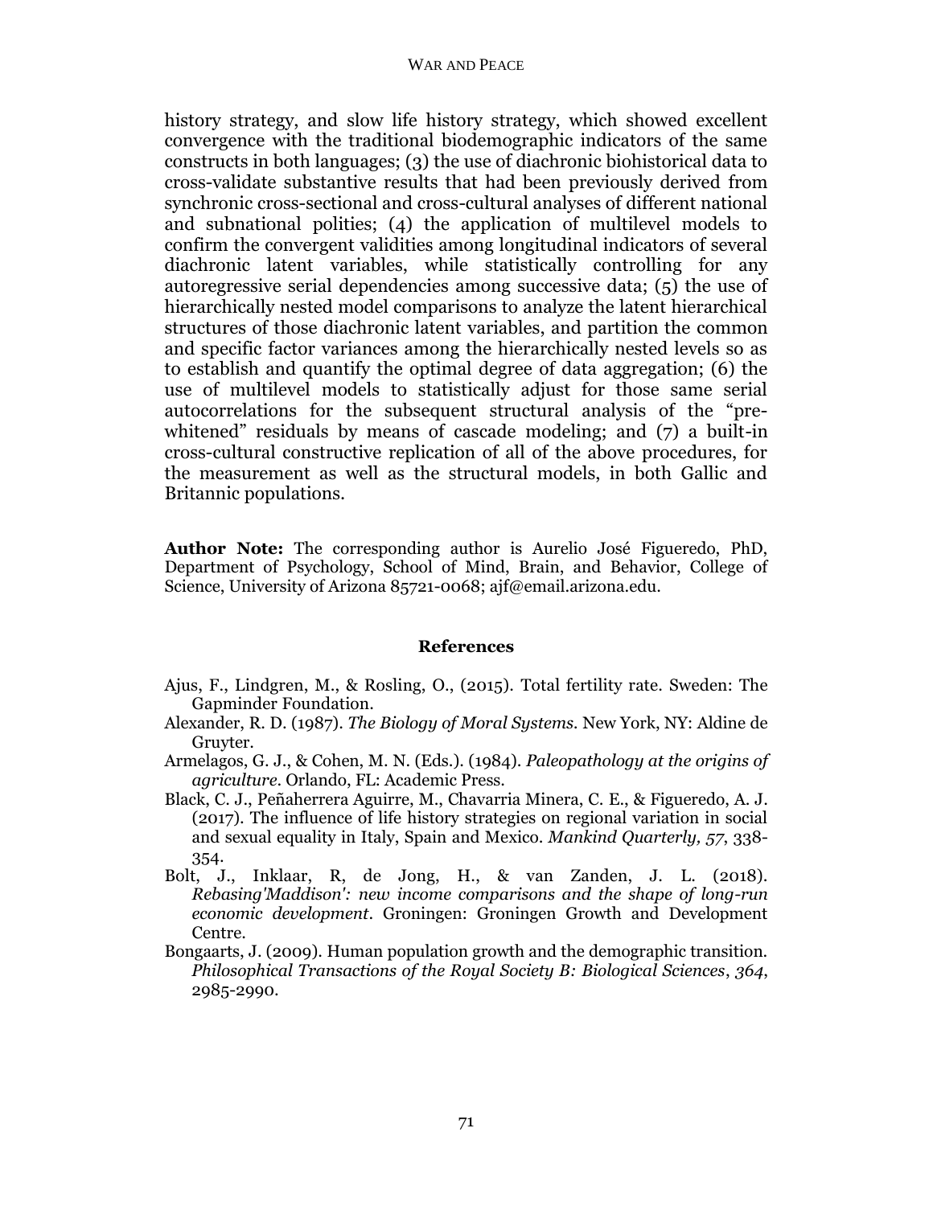history strategy, and slow life history strategy, which showed excellent convergence with the traditional biodemographic indicators of the same constructs in both languages; (3) the use of diachronic biohistorical data to cross-validate substantive results that had been previously derived from synchronic cross-sectional and cross-cultural analyses of different national and subnational polities; (4) the application of multilevel models to confirm the convergent validities among longitudinal indicators of several diachronic latent variables, while statistically controlling for any autoregressive serial dependencies among successive data; (5) the use of hierarchically nested model comparisons to analyze the latent hierarchical structures of those diachronic latent variables, and partition the common and specific factor variances among the hierarchically nested levels so as to establish and quantify the optimal degree of data aggregation; (6) the use of multilevel models to statistically adjust for those same serial autocorrelations for the subsequent structural analysis of the "pre-whitened" residuals by means of cascade modeling; and (7) a built-in cross-cultural constructive replication of all of the above procedures, for the measurement as well as the structural models, in both Gallic and Britannic populations.

**Author Note:** The corresponding author is Aurelio José Figueredo, PhD, Department of Psychology, School of Mind, Brain, and Behavior, College of Science, University of Arizona 85721-0068; ajf@email.arizona.edu.

## References

Ajus, F., Lindgren, M., & Rosling, O., (2015). Total fertility rate. Sweden: The Gapminder Foundation.

Alexander, R. D. (1987). *The Biology of Moral Systems.* New York, NY: Aldine de Gruyter.

Armelagos, G. J., & Cohen, M. N. (Eds.). (1984). *Paleopathology at the origins of agriculture*. Orlando, FL: Academic Press.

Black, C. J., Peñaherrera Aguirre, M., Chavarria Minera, C. E., & Figueredo, A. J. (2017). The influence of life history strategies on regional variation in social and sexual equality in Italy, Spain and Mexico. *Mankind Quarterly, 57*, 338-354.

Bolt, J., Inklaar, R, de Jong, H., & van Zanden, J. L. (2018). *Rebasing'Maddison': new income comparisons and the shape of long-run economic development*. Groningen: Groningen Growth and Development Centre.

Bongaarts, J. (2009). Human population growth and the demographic transition. *Philosophical Transactions of the Royal Society B: Biological Sciences*, *364*, 2985-2990.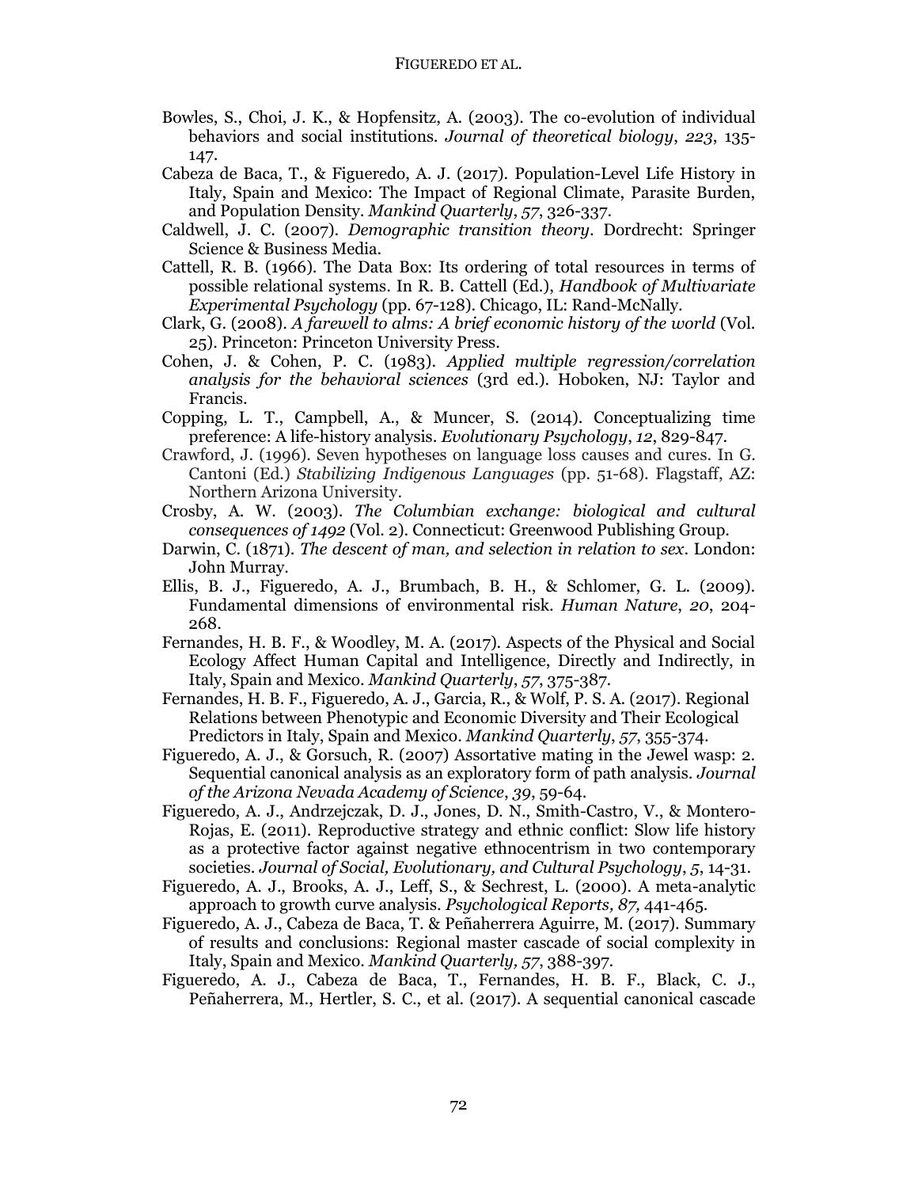Bowles, S., Choi, J. K., & Hopfensitz, A. (2003). The co-evolution of individual behaviors and social institutions. *Journal of theoretical biology*, *223*, 135-147.

Cabeza de Baca, T., & Figueredo, A. J. (2017). Population-Level Life History in Italy, Spain and Mexico: The Impact of Regional Climate, Parasite Burden, and Population Density. *Mankind Quarterly*, *57*, 326-337.

Caldwell, J. C. (2007). *Demographic transition theory*. Dordrecht: Springer Science & Business Media.

Cattell, R. B. (1966). The Data Box: Its ordering of total resources in terms of possible relational systems. In R. B. Cattell (Ed.), *Handbook of Multivariate Experimental Psychology* (pp. 67-128). Chicago, IL: Rand-McNally.

Clark, G. (2008). *A farewell to alms: A brief economic history of the world* (Vol. 25). Princeton: Princeton University Press.

Cohen, J. & Cohen, P. C. (1983). *Applied multiple regression/correlation analysis for the behavioral sciences* (3rd ed.). Hoboken, NJ: Taylor and Francis.

Copping, L. T., Campbell, A., & Muncer, S. (2014). Conceptualizing time preference: A life-history analysis. *Evolutionary Psychology*, *12*, 829-847.

Crawford, J. (1996). Seven hypotheses on language loss causes and cures. In G. Cantoni (Ed.) *Stabilizing Indigenous Languages* (pp. 51-68). Flagstaff, AZ: Northern Arizona University.

Crosby, A. W. (2003). *The Columbian exchange: biological and cultural consequences of 1492* (Vol. 2). Connecticut: Greenwood Publishing Group.

Darwin, C. (1871). *The descent of man, and selection in relation to sex*. London: John Murray.

Ellis, B. J., Figueredo, A. J., Brumbach, B. H., & Schlomer, G. L. (2009). Fundamental dimensions of environmental risk. *Human Nature*, *20*, 204-268.

Fernandes, H. B. F., & Woodley, M. A. (2017). Aspects of the Physical and Social Ecology Affect Human Capital and Intelligence, Directly and Indirectly, in Italy, Spain and Mexico. *Mankind Quarterly*, *57*, 375-387.

Fernandes, H. B. F., Figueredo, A. J., Garcia, R., & Wolf, P. S. A. (2017). Regional Relations between Phenotypic and Economic Diversity and Their Ecological Predictors in Italy, Spain and Mexico. *Mankind Quarterly*, *57*, 355-374.

Figueredo, A. J., & Gorsuch, R. (2007) Assortative mating in the Jewel wasp: 2. Sequential canonical analysis as an exploratory form of path analysis. *Journal of the Arizona Nevada Academy of Science*, *39*, 59-64.

Figueredo, A. J., Andrzejczak, D. J., Jones, D. N., Smith-Castro, V., & Montero-Rojas, E. (2011). Reproductive strategy and ethnic conflict: Slow life history as a protective factor against negative ethnocentrism in two contemporary societies. *Journal of Social, Evolutionary, and Cultural Psychology*, *5*, 14-31.

Figueredo, A. J., Brooks, A. J., Leff, S., & Sechrest, L. (2000). A meta-analytic approach to growth curve analysis. *Psychological Reports, 87,* 441-465.

Figueredo, A. J., Cabeza de Baca, T. & Peñaherrera Aguirre, M. (2017). Summary of results and conclusions: Regional master cascade of social complexity in Italy, Spain and Mexico. *Mankind Quarterly, 57*, 388-397.

Figueredo, A. J., Cabeza de Baca, T., Fernandes, H. B. F., Black, C. J., Peñaherrera, M., Hertler, S. C., et al. (2017). A sequential canonical cascade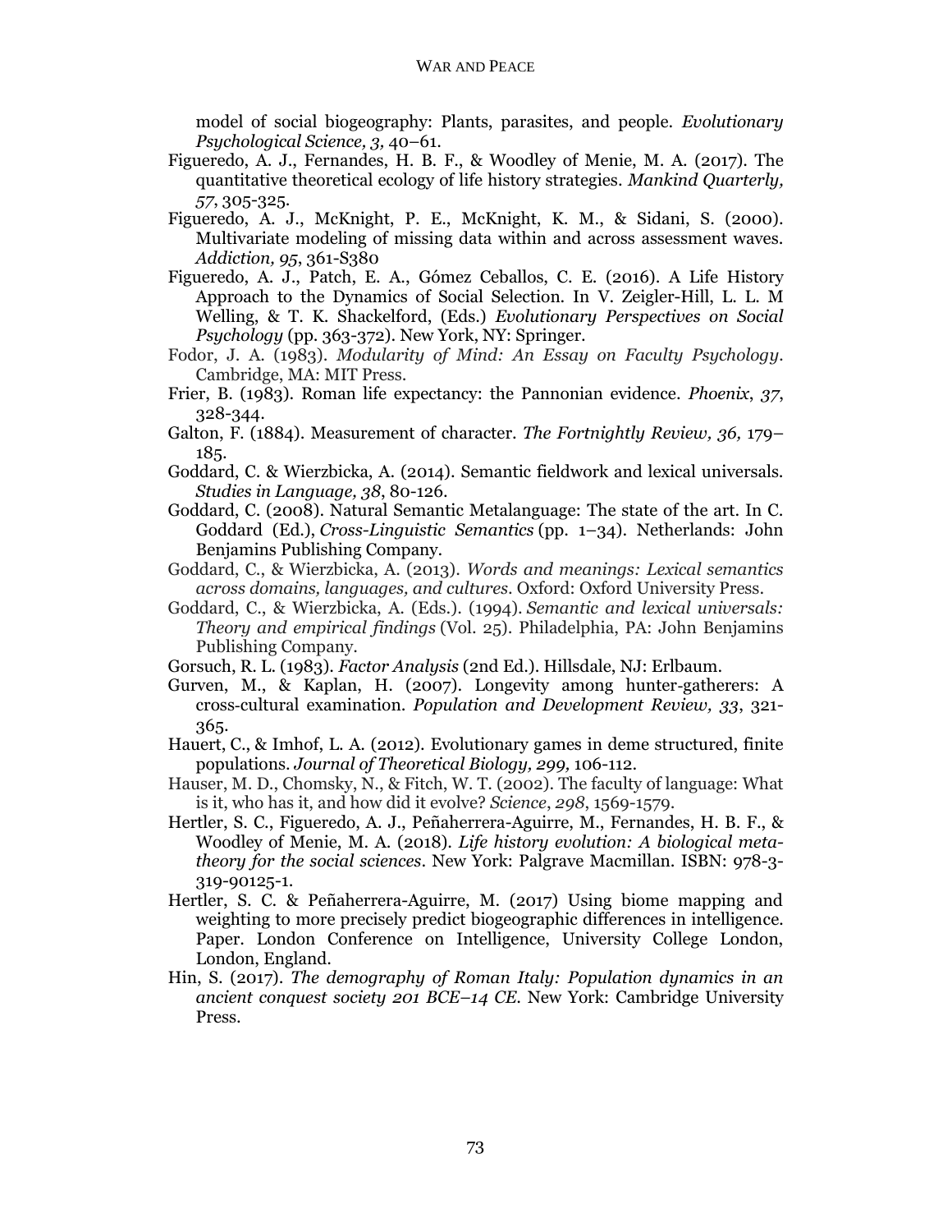model of social biogeography: Plants, parasites, and people. *Evolutionary Psychological Science, 3,* 40–61.

Figueredo, A. J., Fernandes, H. B. F., & Woodley of Menie, M. A. (2017). The quantitative theoretical ecology of life history strategies. *Mankind Quarterly, 57*, 305-325.

Figueredo, A. J., McKnight, P. E., McKnight, K. M., & Sidani, S. (2000). Multivariate modeling of missing data within and across assessment waves. *Addiction, 95*, 361-S380

Figueredo, A. J., Patch, E. A., Gómez Ceballos, C. E. (2016). A Life History Approach to the Dynamics of Social Selection. In V. Zeigler-Hill, L. L. M Welling, & T. K. Shackelford, (Eds.) *Evolutionary Perspectives on Social Psychology* (pp. 363-372). New York, NY: Springer.

Fodor, J. A. (1983). *Modularity of Mind: An Essay on Faculty Psychology*. Cambridge, MA: MIT Press.

Frier, B. (1983). Roman life expectancy: the Pannonian evidence. *Phoenix*, *37*, 328-344.

Galton, F. (1884). Measurement of character. *The Fortnightly Review, 36,* 179–185.

Goddard, C. & Wierzbicka, A. (2014). Semantic fieldwork and lexical universals. *Studies in Language, 38*, 80-126.

Goddard, C. (2008). Natural Semantic Metalanguage: The state of the art. In C. Goddard (Ed.), *Cross-Linguistic Semantics* (pp. 1–34). Netherlands: John Benjamins Publishing Company.

Goddard, C., & Wierzbicka, A. (2013). *Words and meanings: Lexical semantics across domains, languages, and cultures*. Oxford: Oxford University Press.

Goddard, C., & Wierzbicka, A. (Eds.). (1994). *Semantic and lexical universals: Theory and empirical findings* (Vol. 25). Philadelphia, PA: John Benjamins Publishing Company.

Gorsuch, R. L. (1983). *Factor Analysis* (2nd Ed.). Hillsdale, NJ: Erlbaum.

Gurven, M., & Kaplan, H. (2007). Longevity among hunter-gatherers: A cross-cultural examination. *Population and Development Review, 33*, 321-365.

Hauert, C., & Imhof, L. A. (2012). Evolutionary games in deme structured, finite populations. *Journal of Theoretical Biology, 299,* 106-112.

Hauser, M. D., Chomsky, N., & Fitch, W. T. (2002). The faculty of language: What is it, who has it, and how did it evolve? *Science*, *298*, 1569-1579.

Hertler, S. C., Figueredo, A. J., Peñaherrera-Aguirre, M., Fernandes, H. B. F., & Woodley of Menie, M. A. (2018). *Life history evolution: A biological meta-theory for the social sciences*. New York: Palgrave Macmillan. ISBN: 978-3-319-90125-1.

Hertler, S. C. & Peñaherrera-Aguirre, M. (2017) Using biome mapping and weighting to more precisely predict biogeographic differences in intelligence. Paper. London Conference on Intelligence, University College London, London, England.

Hin, S. (2017). *The demography of Roman Italy: Population dynamics in an ancient conquest society 201 BCE–14 CE*. New York: Cambridge University Press.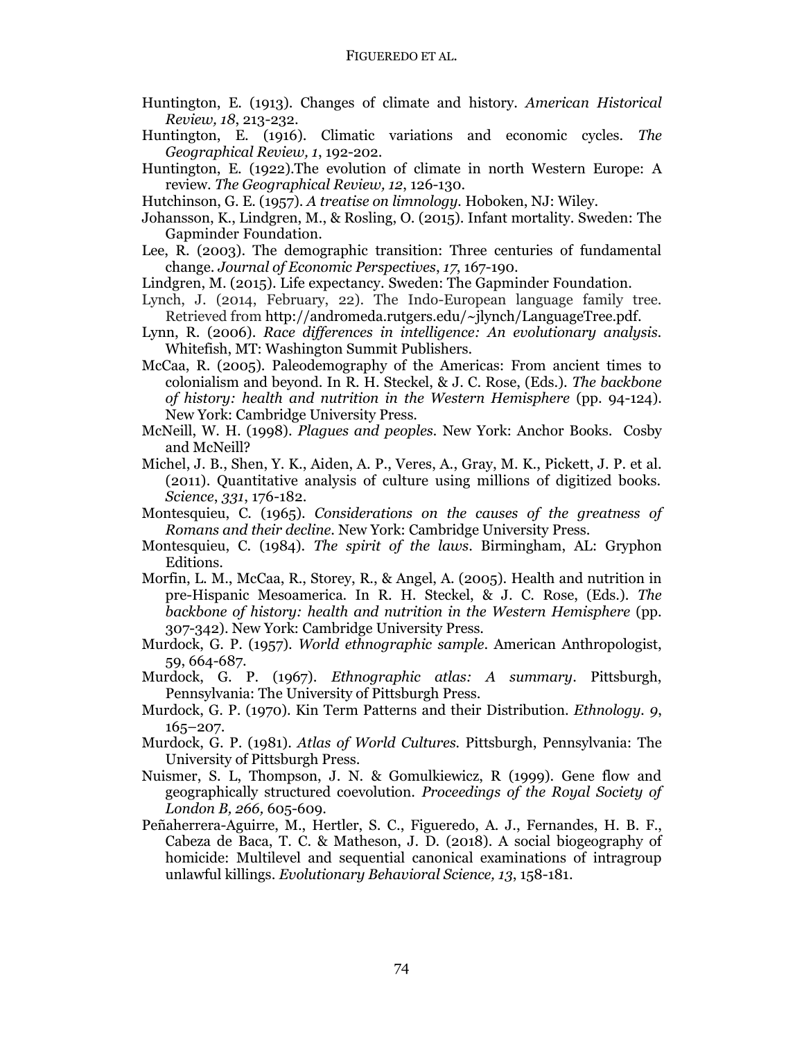Huntington, E. (1913). Changes of climate and history. *American Historical Review, 18*, 213-232.

Huntington, E. (1916). Climatic variations and economic cycles. *The Geographical Review, 1*, 192-202.

Huntington, E. (1922).The evolution of climate in north Western Europe: A review. *The Geographical Review, 12*, 126-130.

Hutchinson, G. E. (1957). *A treatise on limnology.* Hoboken, NJ: Wiley.

Johansson, K., Lindgren, M., & Rosling, O. (2015). Infant mortality. Sweden: The Gapminder Foundation.

Lee, R. (2003). The demographic transition: Three centuries of fundamental change. *Journal of Economic Perspectives*, *17*, 167-190.

Lindgren, M. (2015). Life expectancy. Sweden: The Gapminder Foundation.

Lynch, J. (2014, February, 22). The Indo-European language family tree. Retrieved from http://andromeda.rutgers.edu/~jlynch/LanguageTree.pdf.

Lynn, R. (2006). *Race differences in intelligence: An evolutionary analysis.* Whitefish, MT: Washington Summit Publishers.

McCaa, R. (2005). Paleodemography of the Americas: From ancient times to colonialism and beyond. In R. H. Steckel, & J. C. Rose, (Eds.). *The backbone of history: health and nutrition in the Western Hemisphere* (pp. 94-124). New York: Cambridge University Press.

McNeill, W. H. (1998). *Plagues and peoples.* New York: Anchor Books. Cosby and McNeill?

Michel, J. B., Shen, Y. K., Aiden, A. P., Veres, A., Gray, M. K., Pickett, J. P. et al. (2011). Quantitative analysis of culture using millions of digitized books. *Science*, *331*, 176-182.

Montesquieu, C. (1965). *Considerations on the causes of the greatness of Romans and their decline.* New York: Cambridge University Press.

Montesquieu, C. (1984). *The spirit of the laws.* Birmingham, AL: Gryphon Editions.

Morfin, L. M., McCaa, R., Storey, R., & Angel, A. (2005). Health and nutrition in pre-Hispanic Mesoamerica. In R. H. Steckel, & J. C. Rose, (Eds.). *The backbone of history: health and nutrition in the Western Hemisphere* (pp. 307-342). New York: Cambridge University Press.

Murdock, G. P. (1957). *World ethnographic sample.* American Anthropologist, 59, 664-687.

Murdock, G. P. (1967). *Ethnographic atlas: A summary.* Pittsburgh, Pennsylvania: The University of Pittsburgh Press.

Murdock, G. P. (1970). Kin Term Patterns and their Distribution. *Ethnology. 9*, 165–207.

Murdock, G. P. (1981). *Atlas of World Cultures.* Pittsburgh, Pennsylvania: The University of Pittsburgh Press.

Nuismer, S. L, Thompson, J. N. & Gomulkiewicz, R (1999). Gene flow and geographically structured coevolution. *Proceedings of the Royal Society of London B, 266,* 605-609.

Peñaherrera-Aguirre, M., Hertler, S. C., Figueredo, A. J., Fernandes, H. B. F., Cabeza de Baca, T. C. & Matheson, J. D. (2018). A social biogeography of homicide: Multilevel and sequential canonical examinations of intragroup unlawful killings. *Evolutionary Behavioral Science, 13*, 158-181.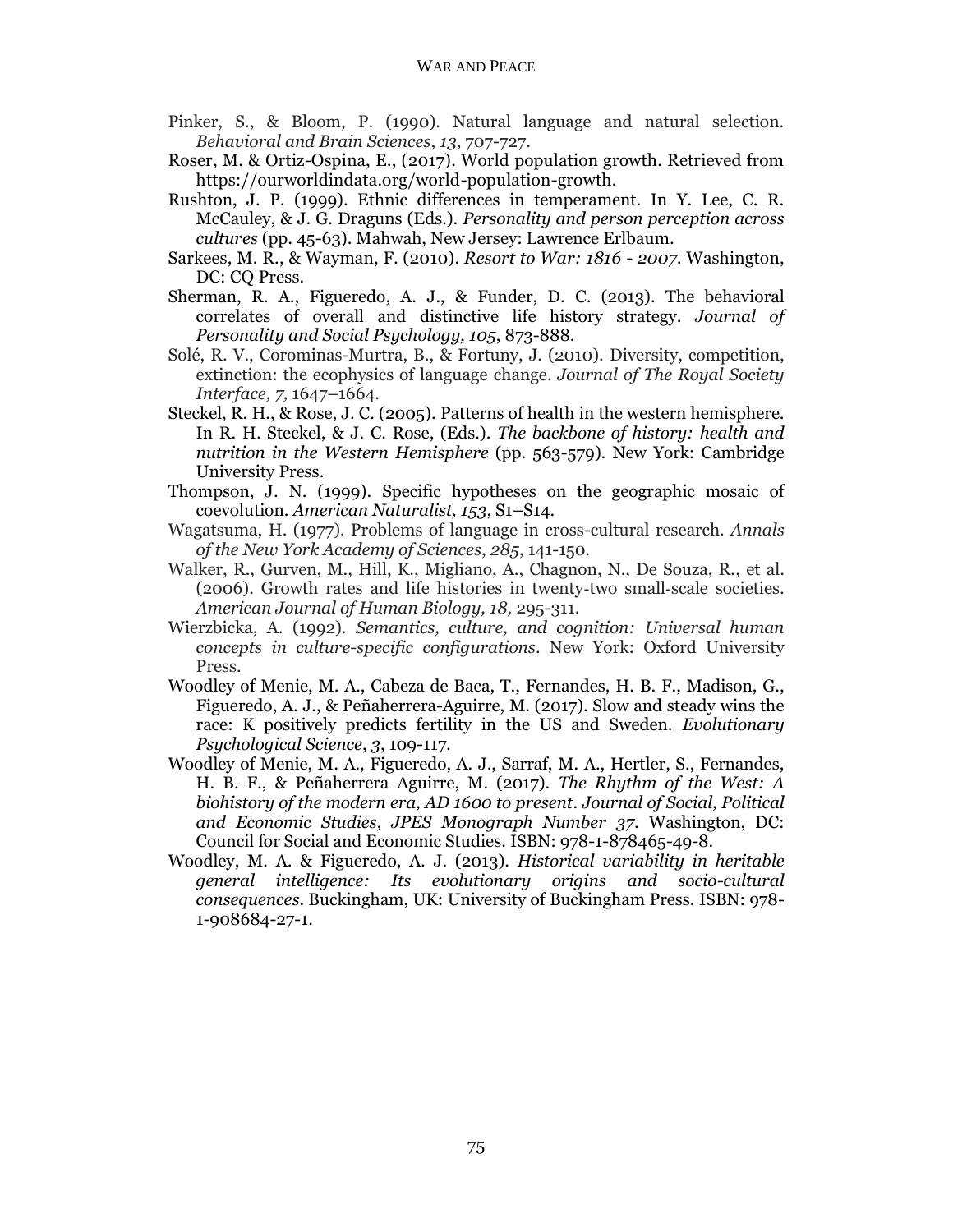Pinker, S., & Bloom, P. (1990). Natural language and natural selection. *Behavioral and Brain Sciences*, *13*, 707-727.

Roser, M. & Ortiz-Ospina, E., (2017). World population growth. Retrieved from https://ourworldindata.org/world-population-growth.

Rushton, J. P. (1999). Ethnic differences in temperament. In Y. Lee, C. R. McCauley, & J. G. Draguns (Eds.). *Personality and person perception across cultures* (pp. 45-63). Mahwah, New Jersey: Lawrence Erlbaum.

Sarkees, M. R., & Wayman, F. (2010). *Resort to War: 1816 - 2007*. Washington, DC: CQ Press.

Sherman, R. A., Figueredo, A. J., & Funder, D. C. (2013). The behavioral correlates of overall and distinctive life history strategy. *Journal of Personality and Social Psychology, 105*, 873-888.

Solé, R. V., Corominas-Murtra, B., & Fortuny, J. (2010). Diversity, competition, extinction: the ecophysics of language change. *Journal of The Royal Society Interface, 7,* 1647–1664.

Steckel, R. H., & Rose, J. C. (2005). Patterns of health in the western hemisphere. In R. H. Steckel, & J. C. Rose, (Eds.). *The backbone of history: health and nutrition in the Western Hemisphere* (pp. 563-579). New York: Cambridge University Press.

Thompson, J. N. (1999). Specific hypotheses on the geographic mosaic of coevolution. *American Naturalist, 153*, S1–S14.

Wagatsuma, H. (1977). Problems of language in cross-cultural research. *Annals of the New York Academy of Sciences*, *285*, 141-150.

Walker, R., Gurven, M., Hill, K., Migliano, A., Chagnon, N., De Souza, R., et al. (2006). Growth rates and life histories in twenty-two small-scale societies. *American Journal of Human Biology, 18,* 295-311.

Wierzbicka, A. (1992). *Semantics, culture, and cognition: Universal human concepts in culture-specific configurations*. New York: Oxford University Press.

Woodley of Menie, M. A., Cabeza de Baca, T., Fernandes, H. B. F., Madison, G., Figueredo, A. J., & Peñaherrera-Aguirre, M. (2017). Slow and steady wins the race: K positively predicts fertility in the US and Sweden. *Evolutionary Psychological Science*, *3*, 109-117.

Woodley of Menie, M. A., Figueredo, A. J., Sarraf, M. A., Hertler, S., Fernandes, H. B. F., & Peñaherrera Aguirre, M. (2017). *The Rhythm of the West: A biohistory of the modern era, AD 1600 to present*. *Journal of Social, Political and Economic Studies, JPES Monograph Number 37*. Washington, DC: Council for Social and Economic Studies. ISBN: 978-1-878465-49-8.

Woodley, M. A. & Figueredo, A. J. (2013). *Historical variability in heritable general intelligence: Its evolutionary origins and socio-cultural consequences*. Buckingham, UK: University of Buckingham Press. ISBN: 978-1-908684-27-1.